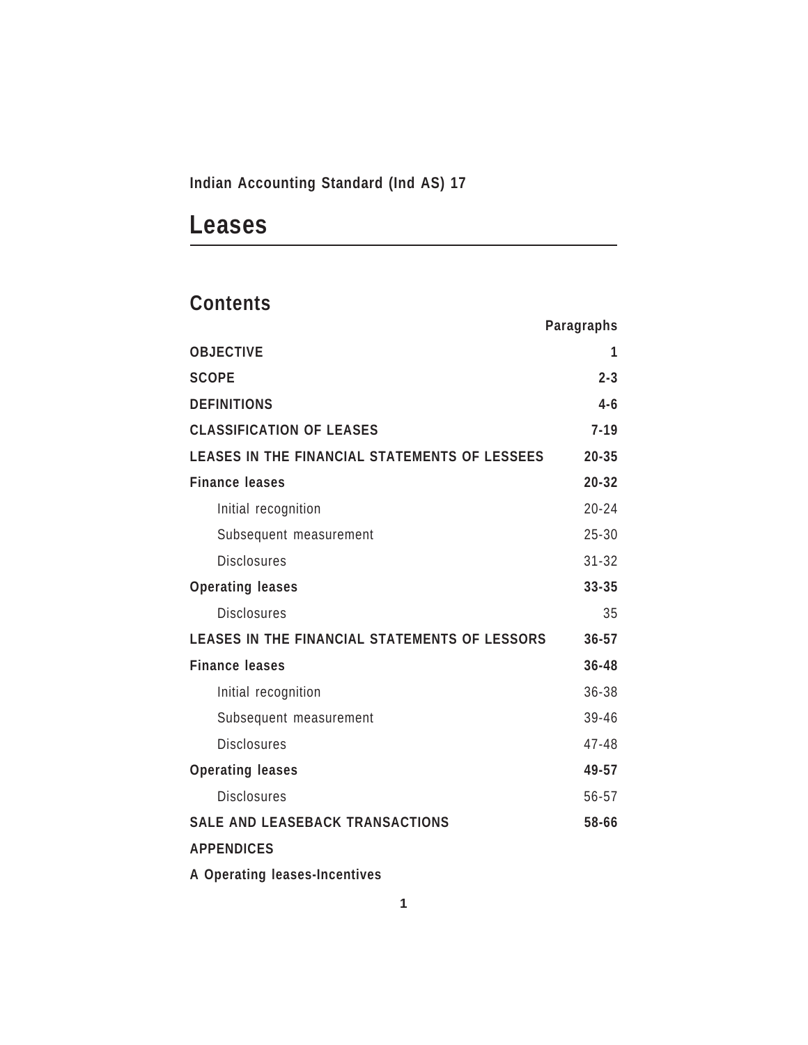**Indian Accounting Standard (Ind AS) 17**

# Leases

## Contents

| | Paragraphs |
|---|---|
| **OBJECTIVE** | **1** |
| **SCOPE** | **2-3** |
| **DEFINITIONS** | **4-6** |
| **CLASSIFICATION OF LEASES** | **7-19** |
| **LEASES IN THE FINANCIAL STATEMENTS OF LESSEES** | **20-35** |
| **Finance leases** | **20-32** |
| Initial recognition | 20-24 |
| Subsequent measurement | 25-30 |
| Disclosures | 31-32 |
| **Operating leases** | **33-35** |
| Disclosures | 35 |
| **LEASES IN THE FINANCIAL STATEMENTS OF LESSORS** | **36-57** |
| **Finance leases** | **36-48** |
| Initial recognition | 36-38 |
| Subsequent measurement | 39-46 |
| Disclosures | 47-48 |
| **Operating leases** | **49-57** |
| Disclosures | 56-57 |
| **SALE AND LEASEBACK TRANSACTIONS** | **58-66** |
| **APPENDICES** | |
| **A Operating leases-Incentives** | |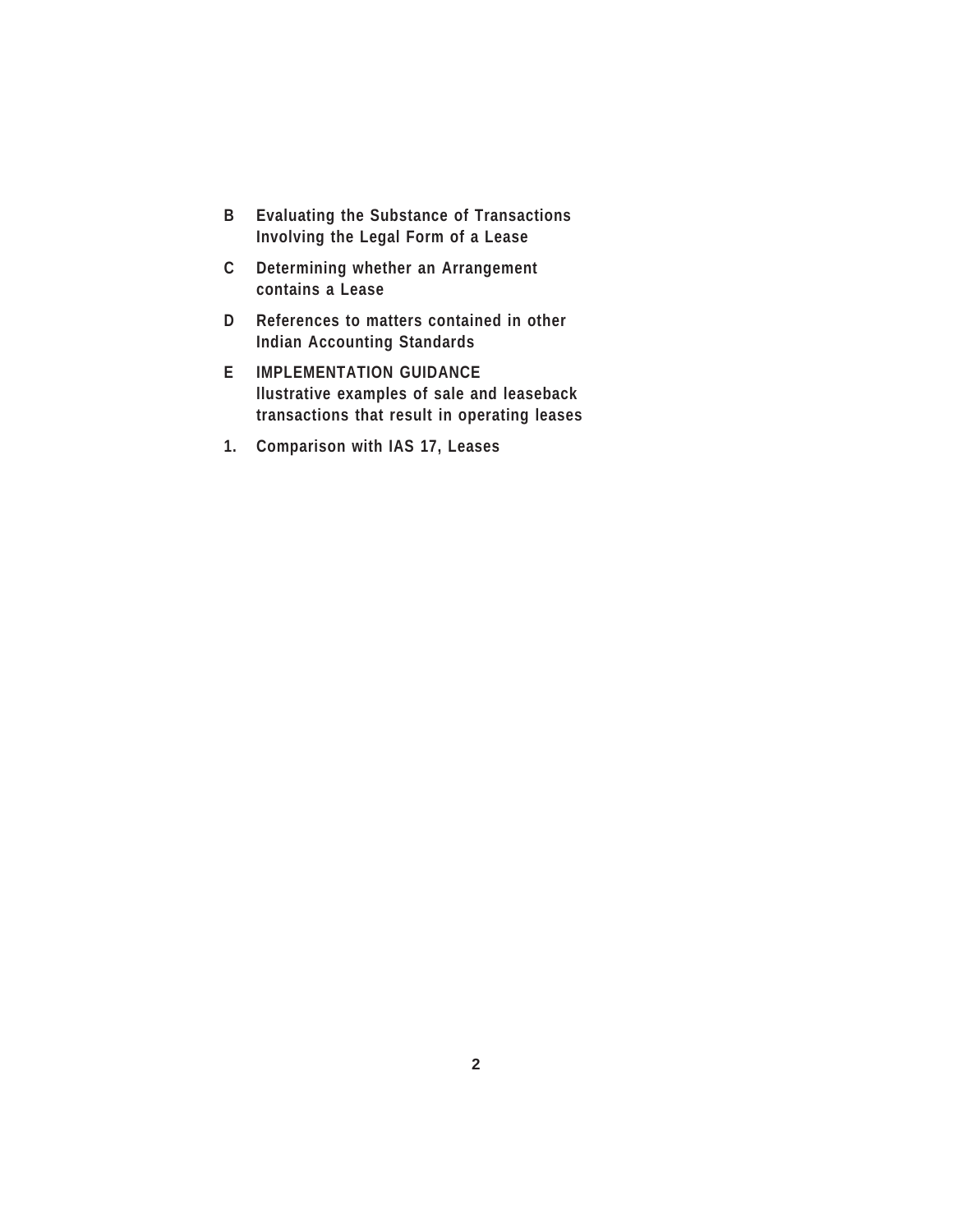**B Evaluating the Substance of Transactions Involving the Legal Form of a Lease**

**C Determining whether an Arrangement contains a Lease**

**D References to matters contained in other Indian Accounting Standards**

**E IMPLEMENTATION GUIDANCE**
**llustrative examples of sale and leaseback transactions that result in operating leases**

**1. Comparison with IAS 17, Leases**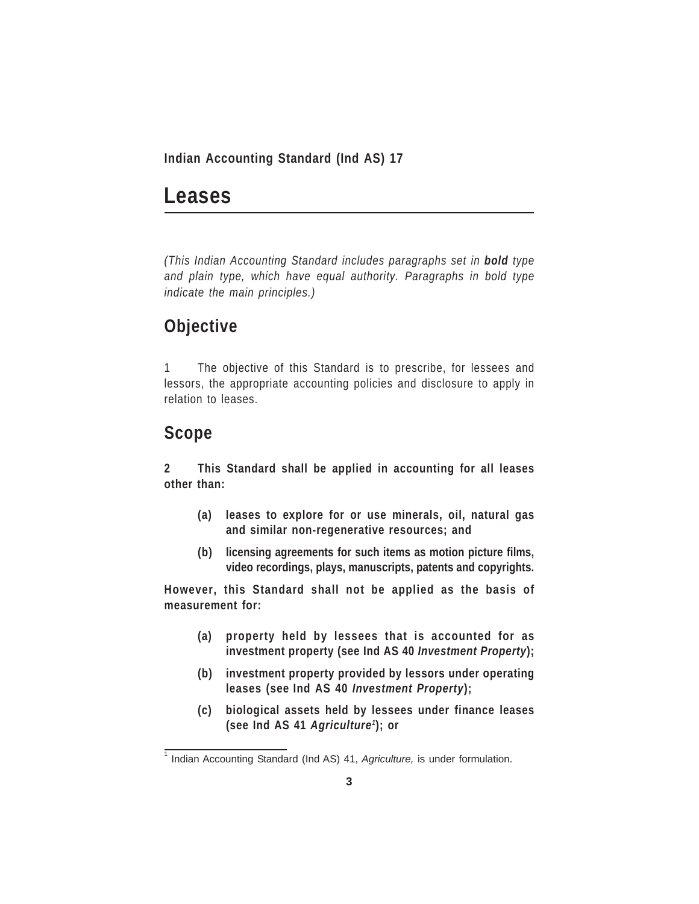**Indian Accounting Standard (Ind AS) 17**

# Leases

*(This Indian Accounting Standard includes paragraphs set in **bold** type and plain type, which have equal authority. Paragraphs in bold type indicate the main principles.)*

## Objective

1 The objective of this Standard is to prescribe, for lessees and lessors, the appropriate accounting policies and disclosure to apply in relation to leases.

## Scope

**2 This Standard shall be applied in accounting for all leases other than:**

> **(a) leases to explore for or use minerals, oil, natural gas and similar non-regenerative resources; and**
>
> **(b) licensing agreements for such items as motion picture films, video recordings, plays, manuscripts, patents and copyrights.**

**However, this Standard shall not be applied as the basis of measurement for:**

> **(a) property held by lessees that is accounted for as investment property (see Ind AS 40 *Investment Property*);**
>
> **(b) investment property provided by lessors under operating leases (see Ind AS 40 *Investment Property*);**
>
> **(c) biological assets held by lessees under finance leases (see Ind AS 41 *Agriculture*[1]); or**

[1] Indian Accounting Standard (Ind AS) 41, *Agriculture,* is under formulation.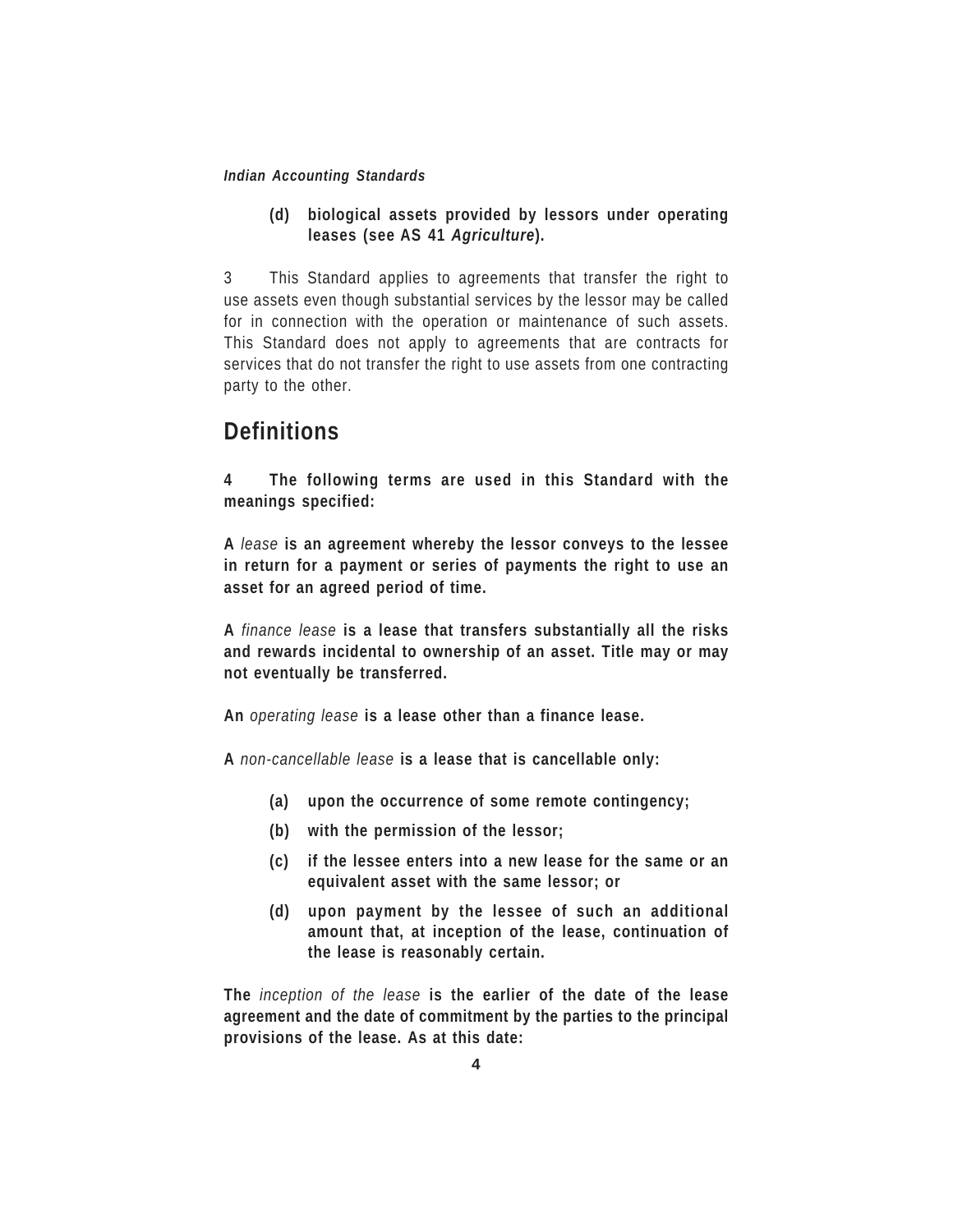**(d) biological assets provided by lessors under operating leases (see AS 41 *Agriculture*).**

3 This Standard applies to agreements that transfer the right to use assets even though substantial services by the lessor may be called for in connection with the operation or maintenance of such assets. This Standard does not apply to agreements that are contracts for services that do not transfer the right to use assets from one contracting party to the other.

## Definitions

**4 The following terms are used in this Standard with the meanings specified:**

**A** *lease* **is an agreement whereby the lessor conveys to the lessee in return for a payment or series of payments the right to use an asset for an agreed period of time.**

**A** *finance lease* **is a lease that transfers substantially all the risks and rewards incidental to ownership of an asset. Title may or may not eventually be transferred.**

**An** *operating lease* **is a lease other than a finance lease.**

**A** *non-cancellable lease* **is a lease that is cancellable only:**

**(a) upon the occurrence of some remote contingency;**

**(b) with the permission of the lessor;**

**(c) if the lessee enters into a new lease for the same or an equivalent asset with the same lessor; or**

**(d) upon payment by the lessee of such an additional amount that, at inception of the lease, continuation of the lease is reasonably certain.**

**The** *inception of the lease* **is the earlier of the date of the lease agreement and the date of commitment by the parties to the principal provisions of the lease. As at this date:**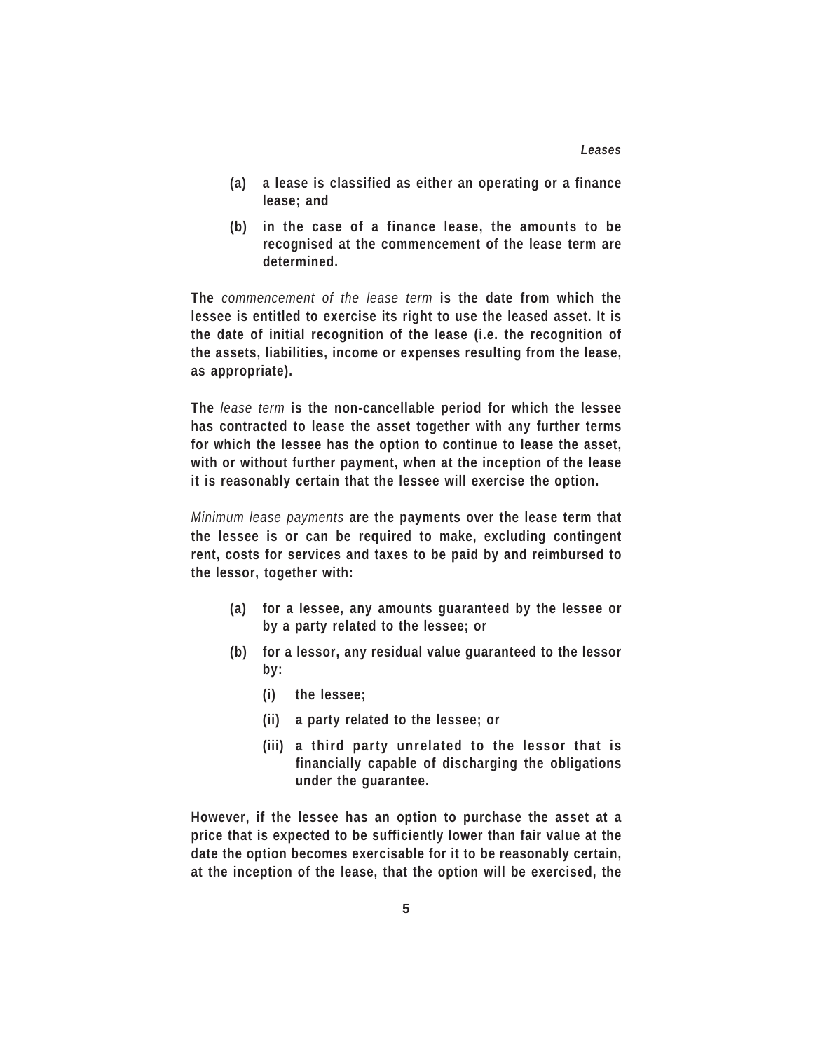**(a) a lease is classified as either an operating or a finance lease; and**

**(b) in the case of a finance lease, the amounts to be recognised at the commencement of the lease term are determined.**

**The** *commencement of the lease term* **is the date from which the lessee is entitled to exercise its right to use the leased asset. It is the date of initial recognition of the lease (i.e. the recognition of the assets, liabilities, income or expenses resulting from the lease, as appropriate).**

**The** *lease term* **is the non-cancellable period for which the lessee has contracted to lease the asset together with any further terms for which the lessee has the option to continue to lease the asset, with or without further payment, when at the inception of the lease it is reasonably certain that the lessee will exercise the option.**

*Minimum lease payments* **are the payments over the lease term that the lessee is or can be required to make, excluding contingent rent, costs for services and taxes to be paid by and reimbursed to the lessor, together with:**

**(a) for a lessee, any amounts guaranteed by the lessee or by a party related to the lessee; or**

**(b) for a lessor, any residual value guaranteed to the lessor by:**

- **(i) the lessee;**
- **(ii) a party related to the lessee; or**
- **(iii) a third party unrelated to the lessor that is financially capable of discharging the obligations under the guarantee.**

**However, if the lessee has an option to purchase the asset at a price that is expected to be sufficiently lower than fair value at the date the option becomes exercisable for it to be reasonably certain, at the inception of the lease, that the option will be exercised, the**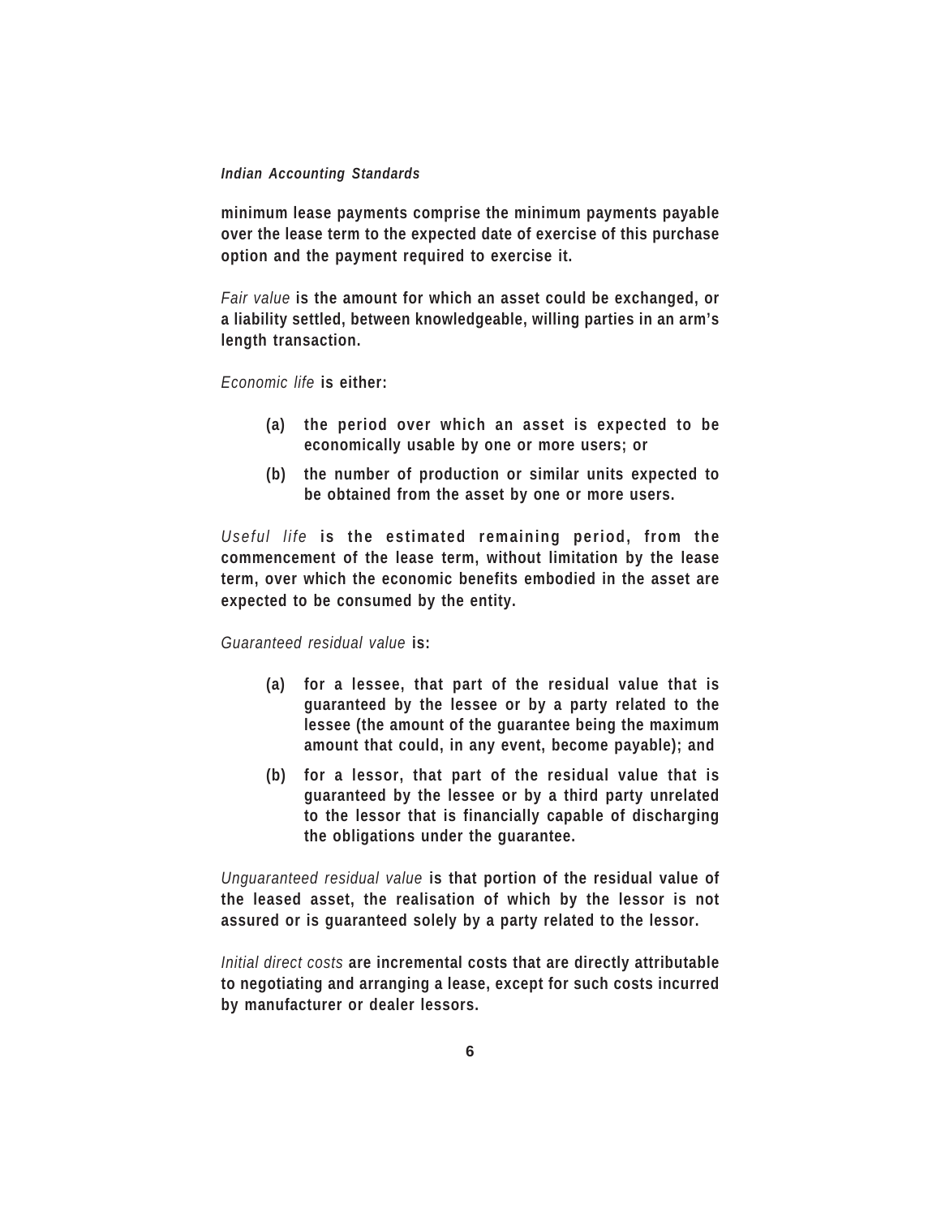**minimum lease payments comprise the minimum payments payable over the lease term to the expected date of exercise of this purchase option and the payment required to exercise it.**

*Fair value* **is the amount for which an asset could be exchanged, or a liability settled, between knowledgeable, willing parties in an arm's length transaction.**

*Economic life* **is either:**

- **(a) the period over which an asset is expected to be economically usable by one or more users; or**
- **(b) the number of production or similar units expected to be obtained from the asset by one or more users.**

*Useful life* **is the estimated remaining period, from the commencement of the lease term, without limitation by the lease term, over which the economic benefits embodied in the asset are expected to be consumed by the entity.**

*Guaranteed residual value* **is:**

- **(a) for a lessee, that part of the residual value that is guaranteed by the lessee or by a party related to the lessee (the amount of the guarantee being the maximum amount that could, in any event, become payable); and**
- **(b) for a lessor, that part of the residual value that is guaranteed by the lessee or by a third party unrelated to the lessor that is financially capable of discharging the obligations under the guarantee.**

*Unguaranteed residual value* **is that portion of the residual value of the leased asset, the realisation of which by the lessor is not assured or is guaranteed solely by a party related to the lessor.**

*Initial direct costs* **are incremental costs that are directly attributable to negotiating and arranging a lease, except for such costs incurred by manufacturer or dealer lessors.**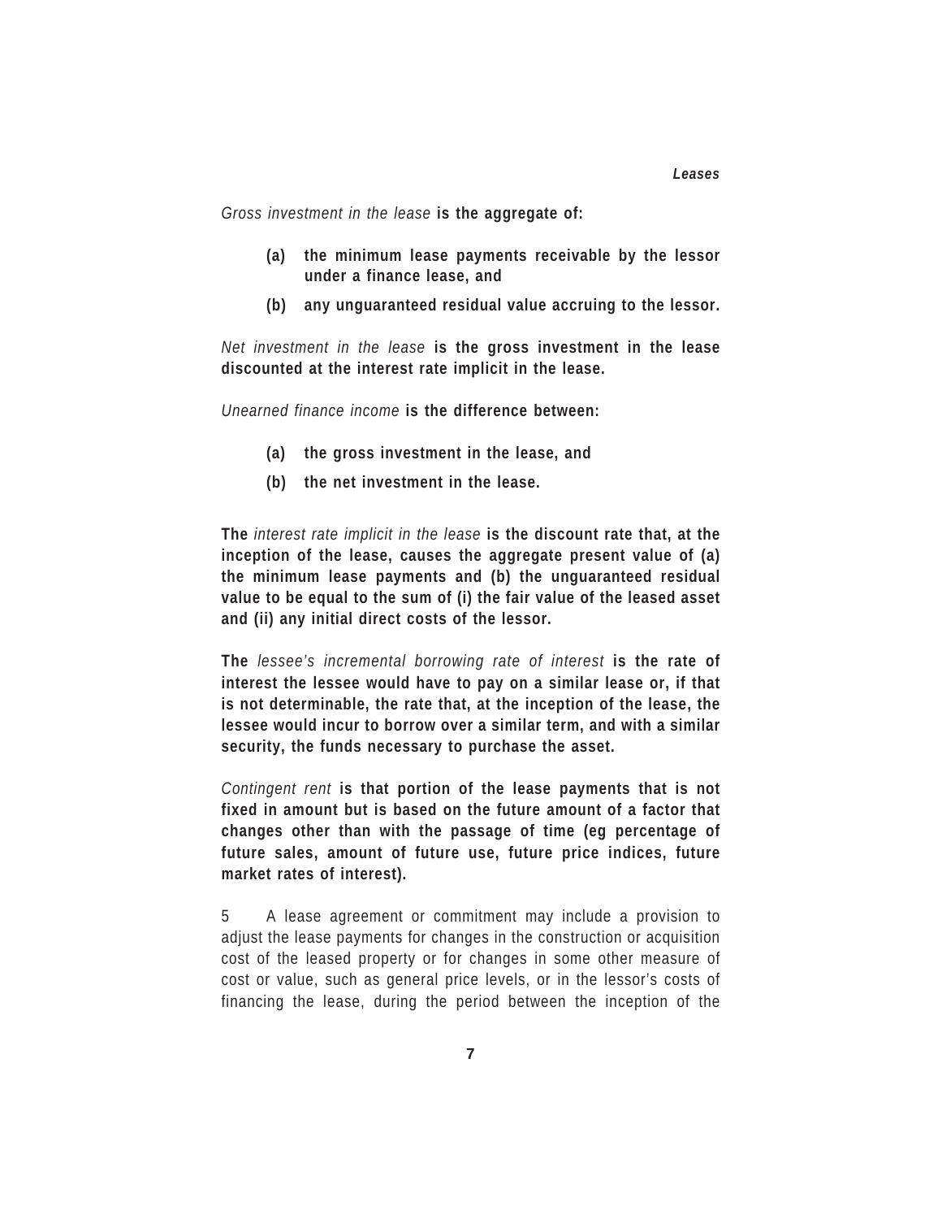*Gross investment in the lease* **is the aggregate of:**

**(a) the minimum lease payments receivable by the lessor under a finance lease, and**

**(b) any unguaranteed residual value accruing to the lessor.**

*Net investment in the lease* **is the gross investment in the lease discounted at the interest rate implicit in the lease.**

*Unearned finance income* **is the difference between:**

**(a) the gross investment in the lease, and**

**(b) the net investment in the lease.**

**The** *interest rate implicit in the lease* **is the discount rate that, at the inception of the lease, causes the aggregate present value of (a) the minimum lease payments and (b) the unguaranteed residual value to be equal to the sum of (i) the fair value of the leased asset and (ii) any initial direct costs of the lessor.**

**The** *lessee's incremental borrowing rate of interest* **is the rate of interest the lessee would have to pay on a similar lease or, if that is not determinable, the rate that, at the inception of the lease, the lessee would incur to borrow over a similar term, and with a similar security, the funds necessary to purchase the asset.**

*Contingent rent* **is that portion of the lease payments that is not fixed in amount but is based on the future amount of a factor that changes other than with the passage of time (eg percentage of future sales, amount of future use, future price indices, future market rates of interest).**

5 A lease agreement or commitment may include a provision to adjust the lease payments for changes in the construction or acquisition cost of the leased property or for changes in some other measure of cost or value, such as general price levels, or in the lessor's costs of financing the lease, during the period between the inception of the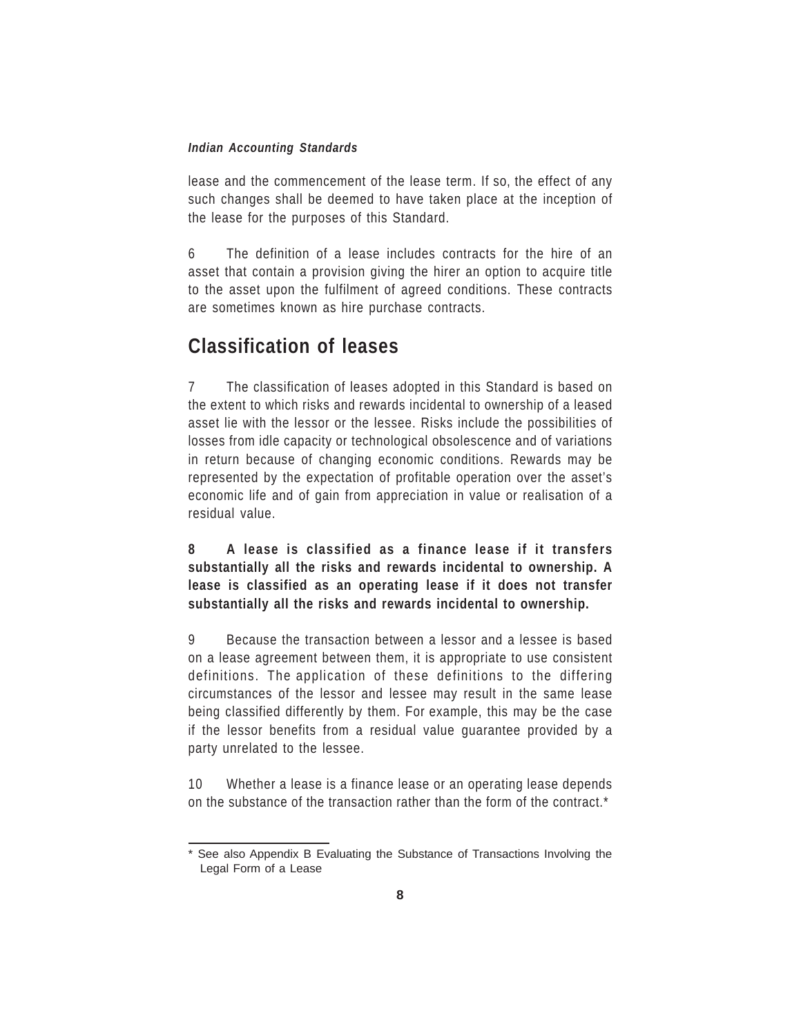lease and the commencement of the lease term. If so, the effect of any such changes shall be deemed to have taken place at the inception of the lease for the purposes of this Standard.

6 The definition of a lease includes contracts for the hire of an asset that contain a provision giving the hirer an option to acquire title to the asset upon the fulfilment of agreed conditions. These contracts are sometimes known as hire purchase contracts.

## Classification of leases

7 The classification of leases adopted in this Standard is based on the extent to which risks and rewards incidental to ownership of a leased asset lie with the lessor or the lessee. Risks include the possibilities of losses from idle capacity or technological obsolescence and of variations in return because of changing economic conditions. Rewards may be represented by the expectation of profitable operation over the asset's economic life and of gain from appreciation in value or realisation of a residual value.

**8 A lease is classified as a finance lease if it transfers substantially all the risks and rewards incidental to ownership. A lease is classified as an operating lease if it does not transfer substantially all the risks and rewards incidental to ownership.**

9 Because the transaction between a lessor and a lessee is based on a lease agreement between them, it is appropriate to use consistent definitions. The application of these definitions to the differing circumstances of the lessor and lessee may result in the same lease being classified differently by them. For example, this may be the case if the lessor benefits from a residual value guarantee provided by a party unrelated to the lessee.

10 Whether a lease is a finance lease or an operating lease depends on the substance of the transaction rather than the form of the contract.*

---

* See also Appendix B Evaluating the Substance of Transactions Involving the Legal Form of a Lease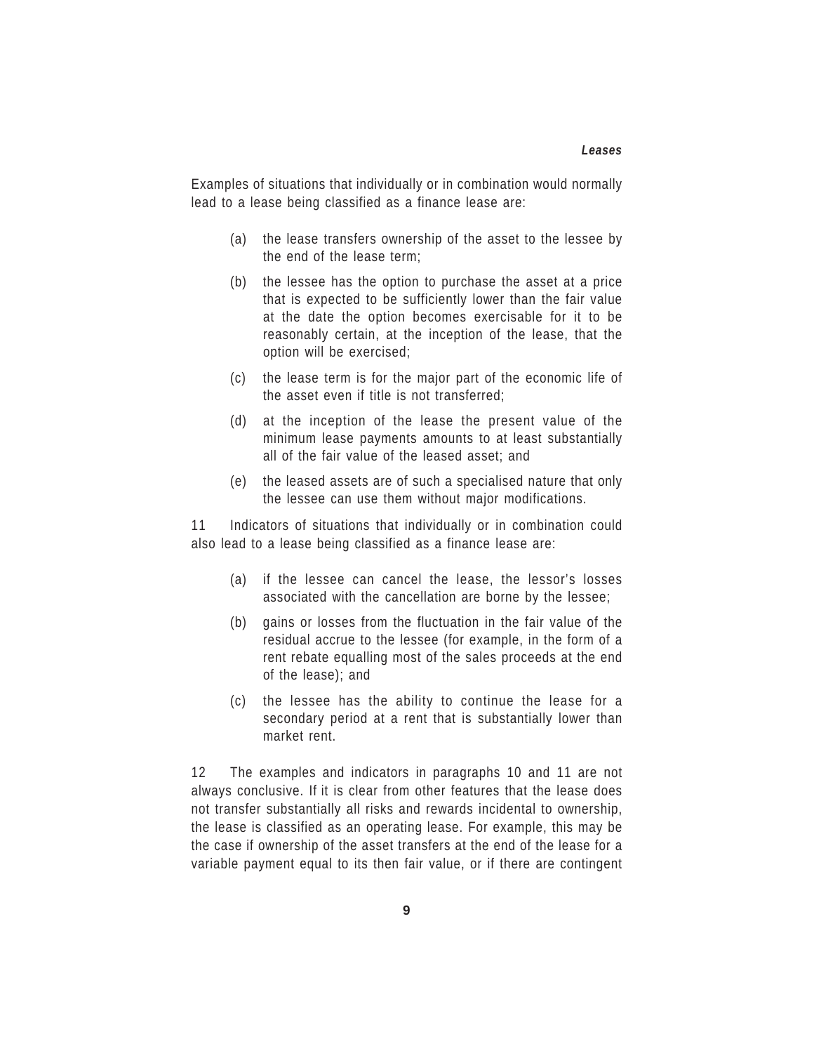Examples of situations that individually or in combination would normally lead to a lease being classified as a finance lease are:

(a) the lease transfers ownership of the asset to the lessee by the end of the lease term;

(b) the lessee has the option to purchase the asset at a price that is expected to be sufficiently lower than the fair value at the date the option becomes exercisable for it to be reasonably certain, at the inception of the lease, that the option will be exercised;

(c) the lease term is for the major part of the economic life of the asset even if title is not transferred;

(d) at the inception of the lease the present value of the minimum lease payments amounts to at least substantially all of the fair value of the leased asset; and

(e) the leased assets are of such a specialised nature that only the lessee can use them without major modifications.

11 Indicators of situations that individually or in combination could also lead to a lease being classified as a finance lease are:

(a) if the lessee can cancel the lease, the lessor's losses associated with the cancellation are borne by the lessee;

(b) gains or losses from the fluctuation in the fair value of the residual accrue to the lessee (for example, in the form of a rent rebate equalling most of the sales proceeds at the end of the lease); and

(c) the lessee has the ability to continue the lease for a secondary period at a rent that is substantially lower than market rent.

12 The examples and indicators in paragraphs 10 and 11 are not always conclusive. If it is clear from other features that the lease does not transfer substantially all risks and rewards incidental to ownership, the lease is classified as an operating lease. For example, this may be the case if ownership of the asset transfers at the end of the lease for a variable payment equal to its then fair value, or if there are contingent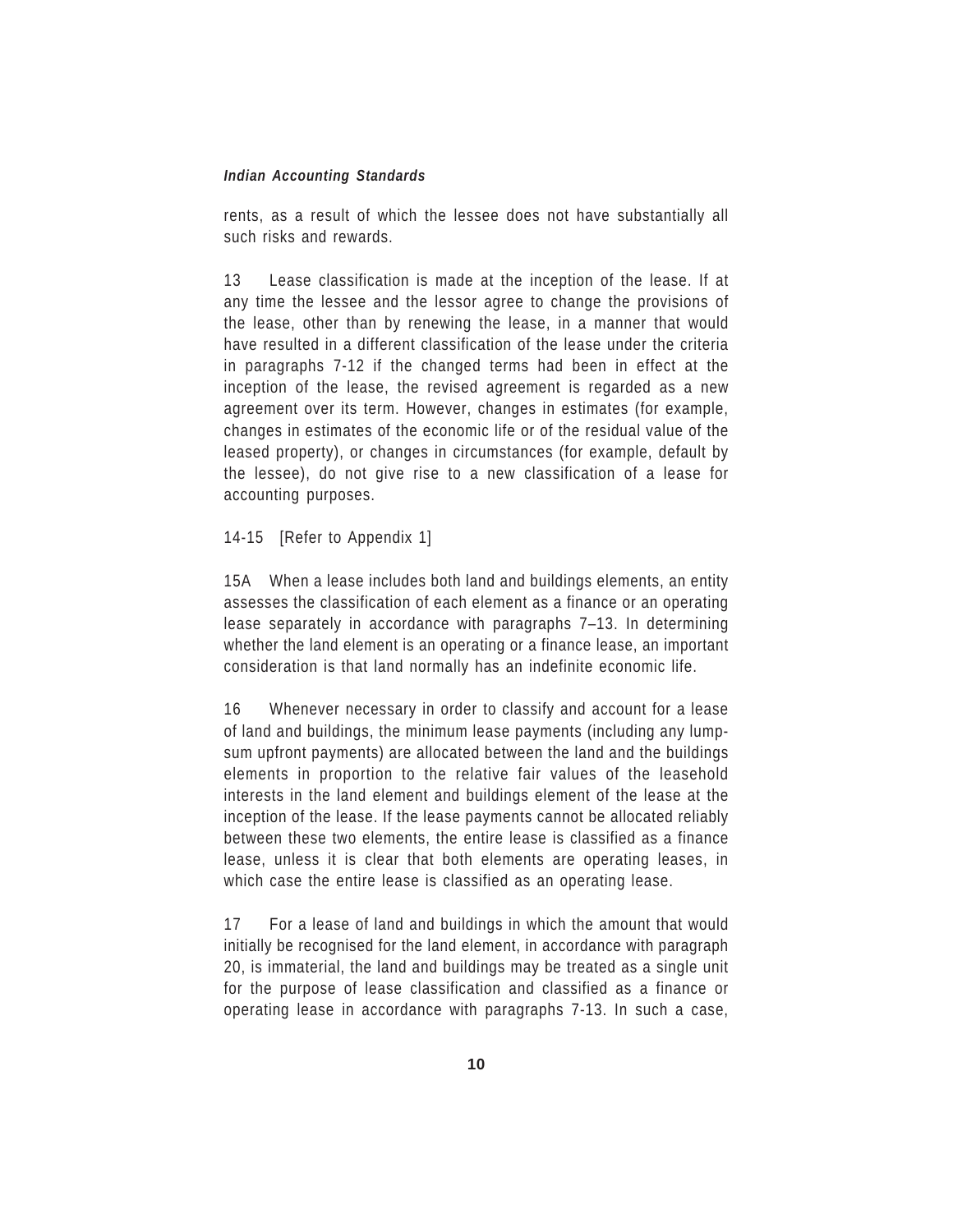rents, as a result of which the lessee does not have substantially all such risks and rewards.

13 Lease classification is made at the inception of the lease. If at any time the lessee and the lessor agree to change the provisions of the lease, other than by renewing the lease, in a manner that would have resulted in a different classification of the lease under the criteria in paragraphs 7-12 if the changed terms had been in effect at the inception of the lease, the revised agreement is regarded as a new agreement over its term. However, changes in estimates (for example, changes in estimates of the economic life or of the residual value of the leased property), or changes in circumstances (for example, default by the lessee), do not give rise to a new classification of a lease for accounting purposes.

14-15 [Refer to Appendix 1]

15A When a lease includes both land and buildings elements, an entity assesses the classification of each element as a finance or an operating lease separately in accordance with paragraphs 7–13. In determining whether the land element is an operating or a finance lease, an important consideration is that land normally has an indefinite economic life.

16 Whenever necessary in order to classify and account for a lease of land and buildings, the minimum lease payments (including any lump-sum upfront payments) are allocated between the land and the buildings elements in proportion to the relative fair values of the leasehold interests in the land element and buildings element of the lease at the inception of the lease. If the lease payments cannot be allocated reliably between these two elements, the entire lease is classified as a finance lease, unless it is clear that both elements are operating leases, in which case the entire lease is classified as an operating lease.

17 For a lease of land and buildings in which the amount that would initially be recognised for the land element, in accordance with paragraph 20, is immaterial, the land and buildings may be treated as a single unit for the purpose of lease classification and classified as a finance or operating lease in accordance with paragraphs 7-13. In such a case,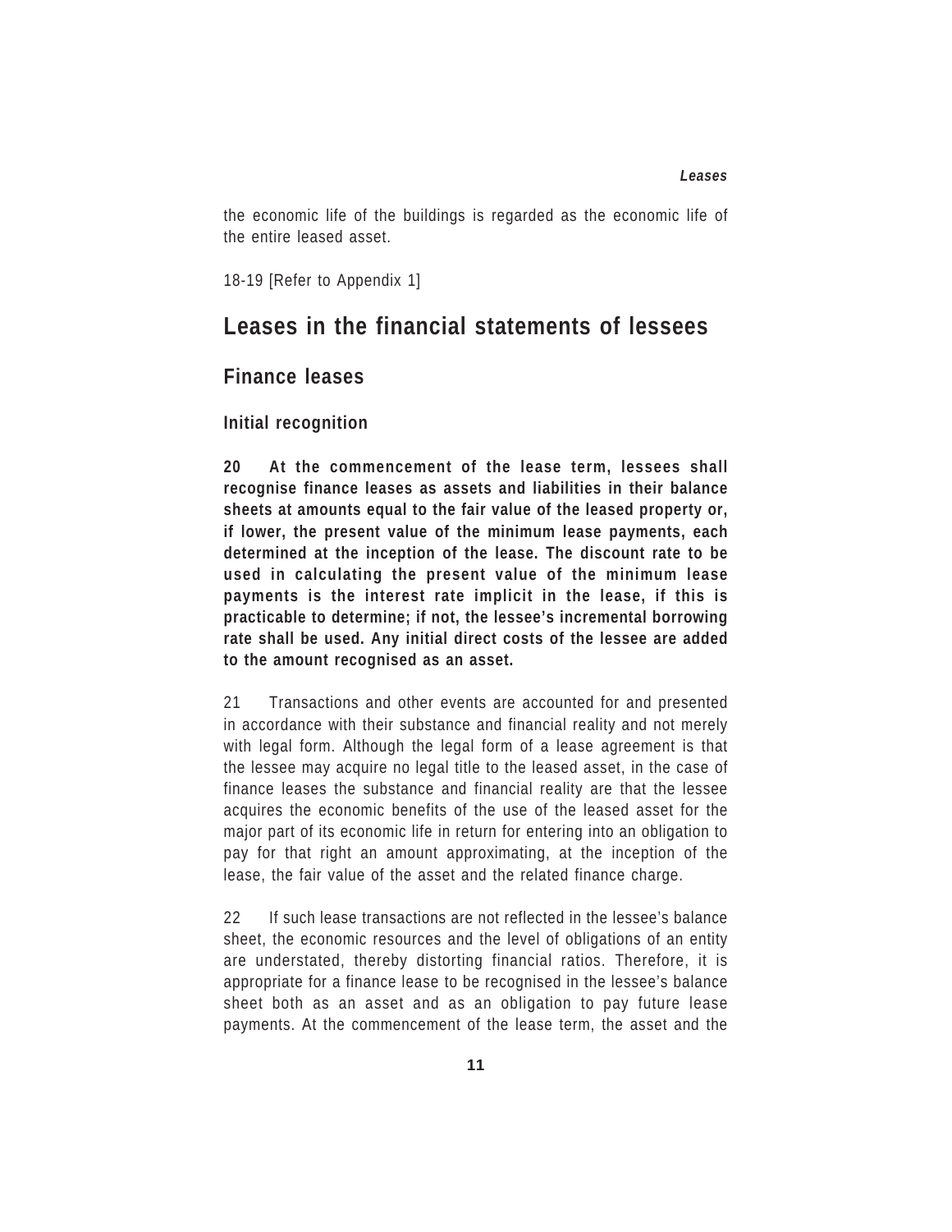the economic life of the buildings is regarded as the economic life of the entire leased asset.

18-19 [Refer to Appendix 1]

## Leases in the financial statements of lessees

### Finance leases

#### Initial recognition

**20 At the commencement of the lease term, lessees shall recognise finance leases as assets and liabilities in their balance sheets at amounts equal to the fair value of the leased property or, if lower, the present value of the minimum lease payments, each determined at the inception of the lease. The discount rate to be used in calculating the present value of the minimum lease payments is the interest rate implicit in the lease, if this is practicable to determine; if not, the lessee's incremental borrowing rate shall be used. Any initial direct costs of the lessee are added to the amount recognised as an asset.**

21 Transactions and other events are accounted for and presented in accordance with their substance and financial reality and not merely with legal form. Although the legal form of a lease agreement is that the lessee may acquire no legal title to the leased asset, in the case of finance leases the substance and financial reality are that the lessee acquires the economic benefits of the use of the leased asset for the major part of its economic life in return for entering into an obligation to pay for that right an amount approximating, at the inception of the lease, the fair value of the asset and the related finance charge.

22 If such lease transactions are not reflected in the lessee's balance sheet, the economic resources and the level of obligations of an entity are understated, thereby distorting financial ratios. Therefore, it is appropriate for a finance lease to be recognised in the lessee's balance sheet both as an asset and as an obligation to pay future lease payments. At the commencement of the lease term, the asset and the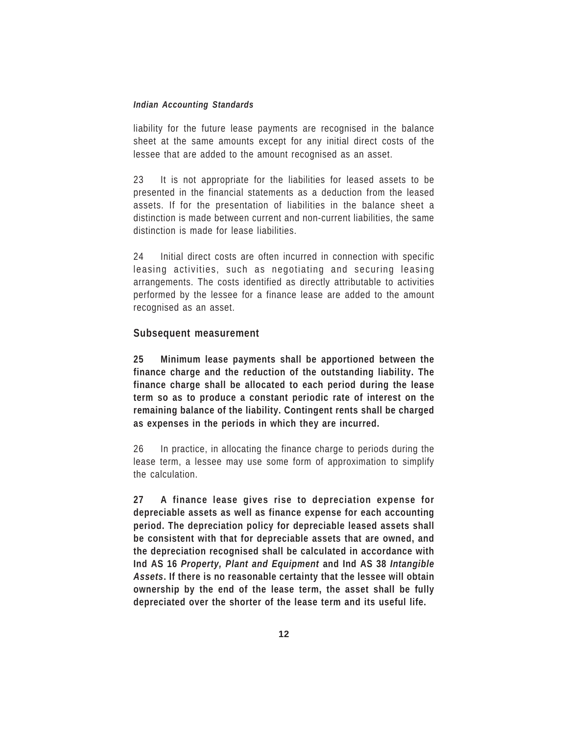liability for the future lease payments are recognised in the balance sheet at the same amounts except for any initial direct costs of the lessee that are added to the amount recognised as an asset.

23 It is not appropriate for the liabilities for leased assets to be presented in the financial statements as a deduction from the leased assets. If for the presentation of liabilities in the balance sheet a distinction is made between current and non-current liabilities, the same distinction is made for lease liabilities.

24 Initial direct costs are often incurred in connection with specific leasing activities, such as negotiating and securing leasing arrangements. The costs identified as directly attributable to activities performed by the lessee for a finance lease are added to the amount recognised as an asset.

## Subsequent measurement

**25 Minimum lease payments shall be apportioned between the finance charge and the reduction of the outstanding liability. The finance charge shall be allocated to each period during the lease term so as to produce a constant periodic rate of interest on the remaining balance of the liability. Contingent rents shall be charged as expenses in the periods in which they are incurred.**

26 In practice, in allocating the finance charge to periods during the lease term, a lessee may use some form of approximation to simplify the calculation.

**27 A finance lease gives rise to depreciation expense for depreciable assets as well as finance expense for each accounting period. The depreciation policy for depreciable leased assets shall be consistent with that for depreciable assets that are owned, and the depreciation recognised shall be calculated in accordance with Ind AS 16 *Property, Plant and Equipment* and Ind AS 38 *Intangible Assets*. If there is no reasonable certainty that the lessee will obtain ownership by the end of the lease term, the asset shall be fully depreciated over the shorter of the lease term and its useful life.**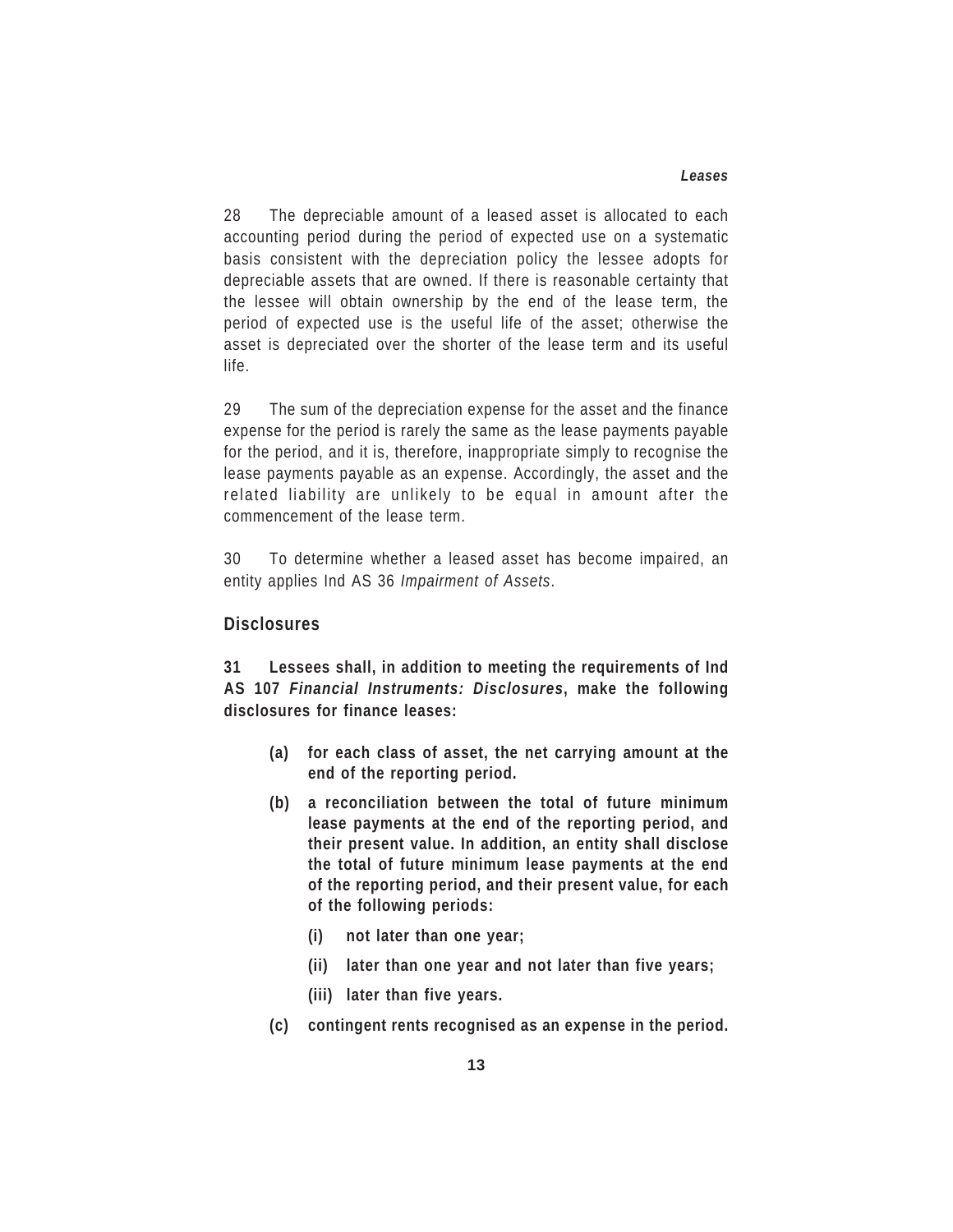28 The depreciable amount of a leased asset is allocated to each accounting period during the period of expected use on a systematic basis consistent with the depreciation policy the lessee adopts for depreciable assets that are owned. If there is reasonable certainty that the lessee will obtain ownership by the end of the lease term, the period of expected use is the useful life of the asset; otherwise the asset is depreciated over the shorter of the lease term and its useful life.

29 The sum of the depreciation expense for the asset and the finance expense for the period is rarely the same as the lease payments payable for the period, and it is, therefore, inappropriate simply to recognise the lease payments payable as an expense. Accordingly, the asset and the related liability are unlikely to be equal in amount after the commencement of the lease term.

30 To determine whether a leased asset has become impaired, an entity applies Ind AS 36 *Impairment of Assets*.

## Disclosures

**31 Lessees shall, in addition to meeting the requirements of Ind AS 107 *Financial Instruments: Disclosures*, make the following disclosures for finance leases:**

- **(a) for each class of asset, the net carrying amount at the end of the reporting period.**
- **(b) a reconciliation between the total of future minimum lease payments at the end of the reporting period, and their present value. In addition, an entity shall disclose the total of future minimum lease payments at the end of the reporting period, and their present value, for each of the following periods:**
  - **(i) not later than one year;**
  - **(ii) later than one year and not later than five years;**
  - **(iii) later than five years.**
- **(c) contingent rents recognised as an expense in the period.**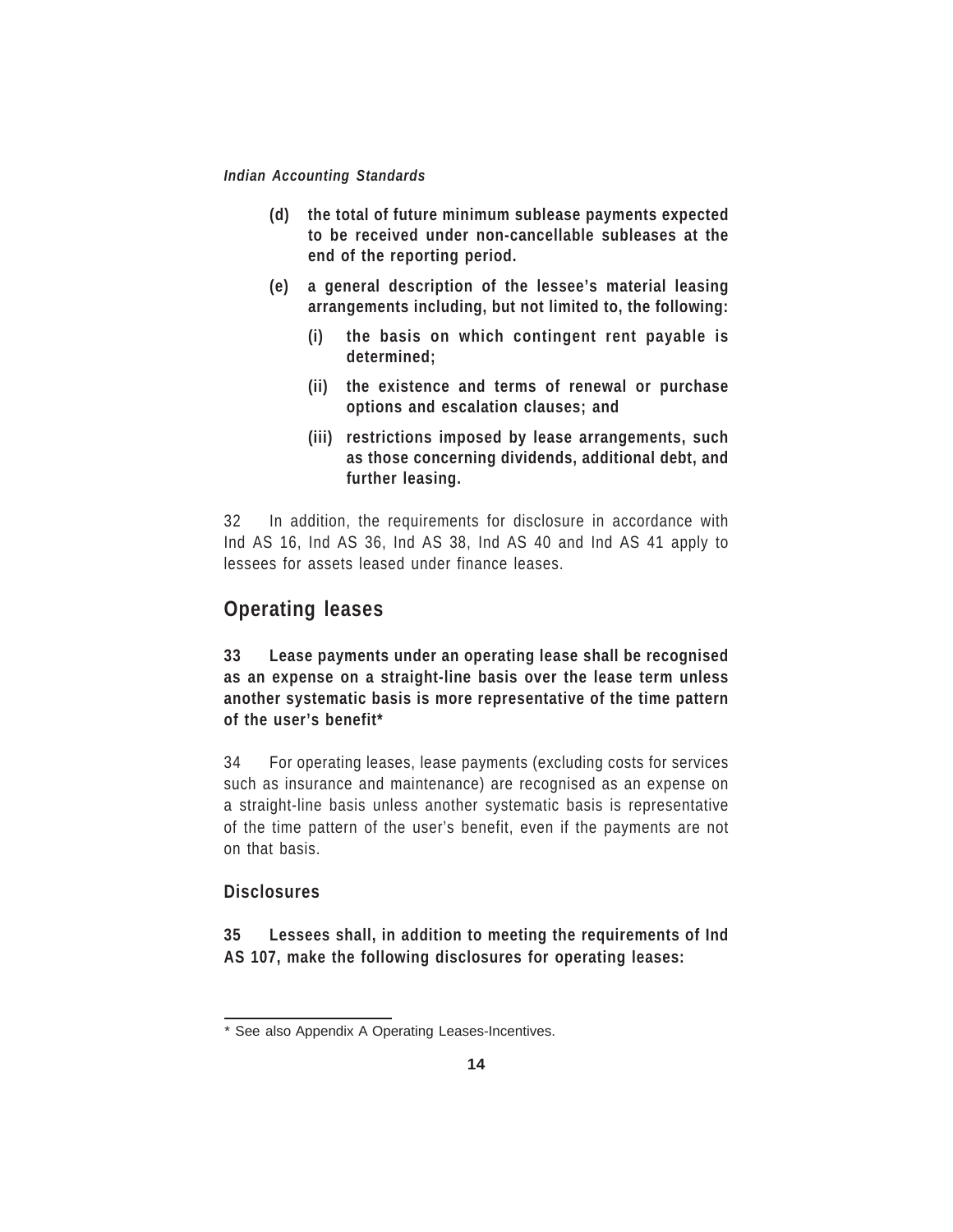**(d) the total of future minimum sublease payments expected to be received under non-cancellable subleases at the end of the reporting period.**

**(e) a general description of the lessee's material leasing arrangements including, but not limited to, the following:**

  **(i) the basis on which contingent rent payable is determined;**

  **(ii) the existence and terms of renewal or purchase options and escalation clauses; and**

  **(iii) restrictions imposed by lease arrangements, such as those concerning dividends, additional debt, and further leasing.**

32 In addition, the requirements for disclosure in accordance with Ind AS 16, Ind AS 36, Ind AS 38, Ind AS 40 and Ind AS 41 apply to lessees for assets leased under finance leases.

## Operating leases

**33 Lease payments under an operating lease shall be recognised as an expense on a straight-line basis over the lease term unless another systematic basis is more representative of the time pattern of the user's benefit***

34 For operating leases, lease payments (excluding costs for services such as insurance and maintenance) are recognised as an expense on a straight-line basis unless another systematic basis is representative of the time pattern of the user's benefit, even if the payments are not on that basis.

### Disclosures

**35 Lessees shall, in addition to meeting the requirements of Ind AS 107, make the following disclosures for operating leases:**

---

* See also Appendix A Operating Leases-Incentives.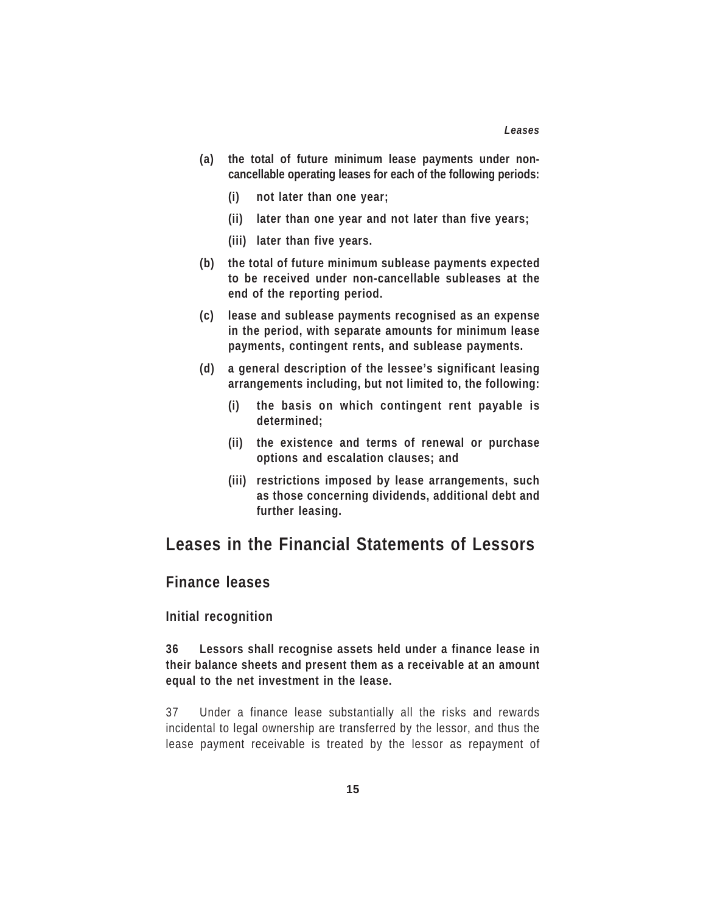**(a) the total of future minimum lease payments under non-cancellable operating leases for each of the following periods:**

**(i) not later than one year;**

**(ii) later than one year and not later than five years;**

**(iii) later than five years.**

**(b) the total of future minimum sublease payments expected to be received under non-cancellable subleases at the end of the reporting period.**

**(c) lease and sublease payments recognised as an expense in the period, with separate amounts for minimum lease payments, contingent rents, and sublease payments.**

**(d) a general description of the lessee's significant leasing arrangements including, but not limited to, the following:**

**(i) the basis on which contingent rent payable is determined;**

**(ii) the existence and terms of renewal or purchase options and escalation clauses; and**

**(iii) restrictions imposed by lease arrangements, such as those concerning dividends, additional debt and further leasing.**

## Leases in the Financial Statements of Lessors

### Finance leases

#### Initial recognition

**36 Lessors shall recognise assets held under a finance lease in their balance sheets and present them as a receivable at an amount equal to the net investment in the lease.**

37 Under a finance lease substantially all the risks and rewards incidental to legal ownership are transferred by the lessor, and thus the lease payment receivable is treated by the lessor as repayment of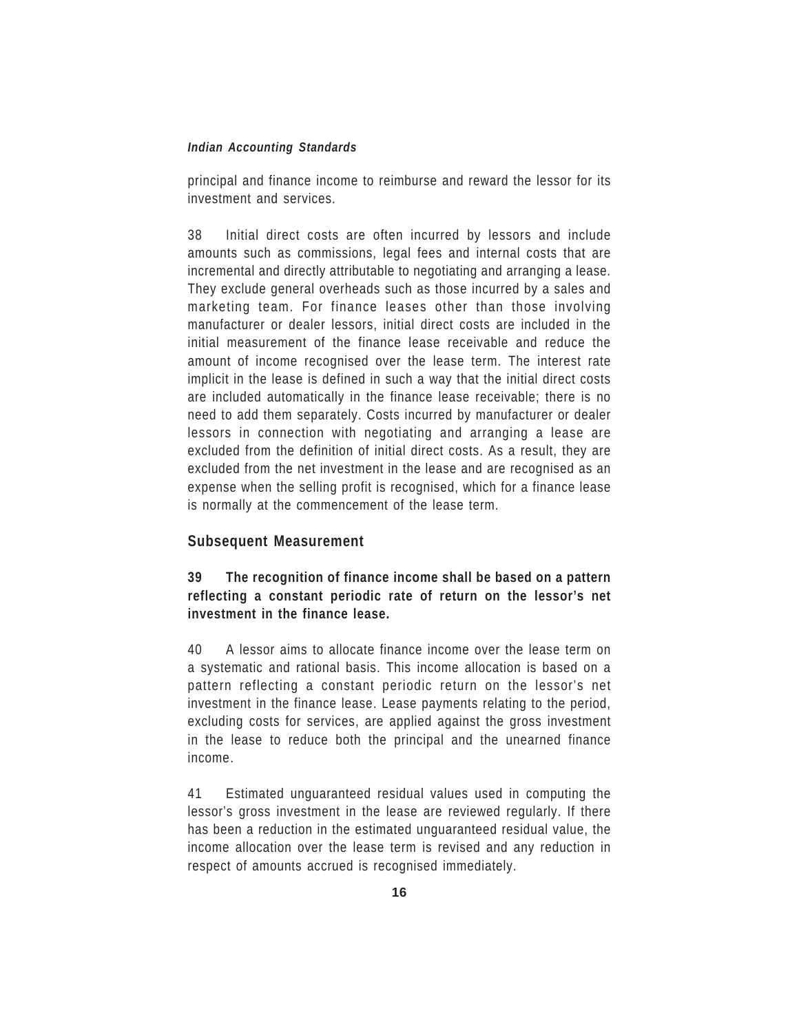principal and finance income to reimburse and reward the lessor for its investment and services.

38 Initial direct costs are often incurred by lessors and include amounts such as commissions, legal fees and internal costs that are incremental and directly attributable to negotiating and arranging a lease. They exclude general overheads such as those incurred by a sales and marketing team. For finance leases other than those involving manufacturer or dealer lessors, initial direct costs are included in the initial measurement of the finance lease receivable and reduce the amount of income recognised over the lease term. The interest rate implicit in the lease is defined in such a way that the initial direct costs are included automatically in the finance lease receivable; there is no need to add them separately. Costs incurred by manufacturer or dealer lessors in connection with negotiating and arranging a lease are excluded from the definition of initial direct costs. As a result, they are excluded from the net investment in the lease and are recognised as an expense when the selling profit is recognised, which for a finance lease is normally at the commencement of the lease term.

## Subsequent Measurement

**39 The recognition of finance income shall be based on a pattern reflecting a constant periodic rate of return on the lessor's net investment in the finance lease.**

40 A lessor aims to allocate finance income over the lease term on a systematic and rational basis. This income allocation is based on a pattern reflecting a constant periodic return on the lessor's net investment in the finance lease. Lease payments relating to the period, excluding costs for services, are applied against the gross investment in the lease to reduce both the principal and the unearned finance income.

41 Estimated unguaranteed residual values used in computing the lessor's gross investment in the lease are reviewed regularly. If there has been a reduction in the estimated unguaranteed residual value, the income allocation over the lease term is revised and any reduction in respect of amounts accrued is recognised immediately.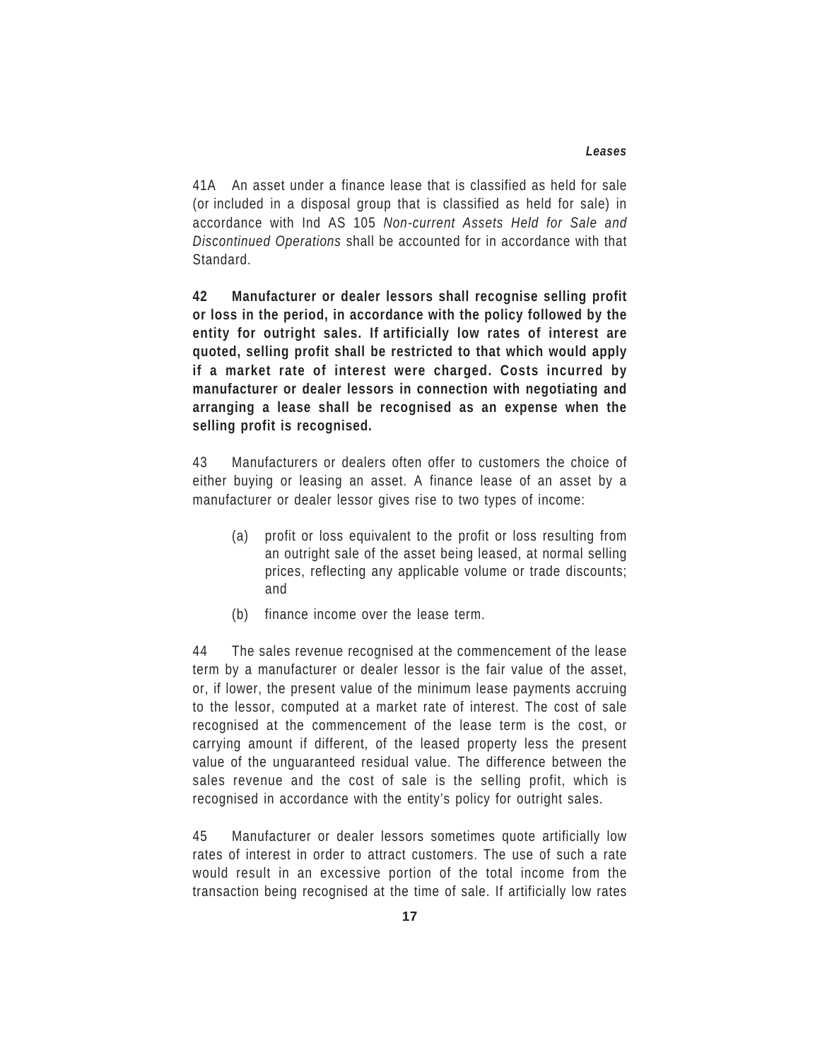41A An asset under a finance lease that is classified as held for sale (or included in a disposal group that is classified as held for sale) in accordance with Ind AS 105 *Non-current Assets Held for Sale and Discontinued Operations* shall be accounted for in accordance with that Standard.

**42 Manufacturer or dealer lessors shall recognise selling profit or loss in the period, in accordance with the policy followed by the entity for outright sales. If artificially low rates of interest are quoted, selling profit shall be restricted to that which would apply if a market rate of interest were charged. Costs incurred by manufacturer or dealer lessors in connection with negotiating and arranging a lease shall be recognised as an expense when the selling profit is recognised.**

43 Manufacturers or dealers often offer to customers the choice of either buying or leasing an asset. A finance lease of an asset by a manufacturer or dealer lessor gives rise to two types of income:

(a) profit or loss equivalent to the profit or loss resulting from an outright sale of the asset being leased, at normal selling prices, reflecting any applicable volume or trade discounts; and

(b) finance income over the lease term.

44 The sales revenue recognised at the commencement of the lease term by a manufacturer or dealer lessor is the fair value of the asset, or, if lower, the present value of the minimum lease payments accruing to the lessor, computed at a market rate of interest. The cost of sale recognised at the commencement of the lease term is the cost, or carrying amount if different, of the leased property less the present value of the unguaranteed residual value. The difference between the sales revenue and the cost of sale is the selling profit, which is recognised in accordance with the entity's policy for outright sales.

45 Manufacturer or dealer lessors sometimes quote artificially low rates of interest in order to attract customers. The use of such a rate would result in an excessive portion of the total income from the transaction being recognised at the time of sale. If artificially low rates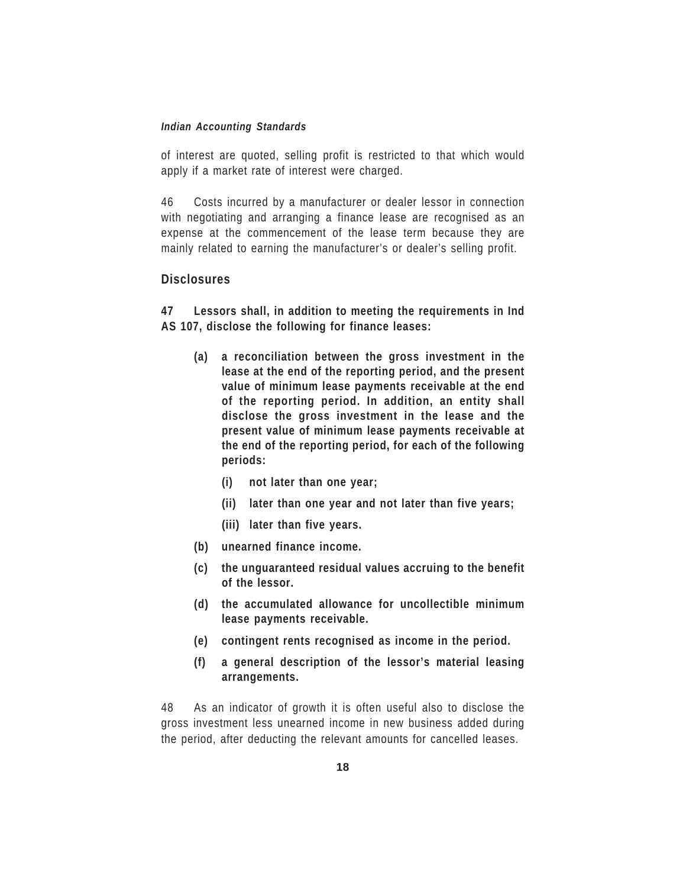of interest are quoted, selling profit is restricted to that which would apply if a market rate of interest were charged.

46 Costs incurred by a manufacturer or dealer lessor in connection with negotiating and arranging a finance lease are recognised as an expense at the commencement of the lease term because they are mainly related to earning the manufacturer's or dealer's selling profit.

## Disclosures

**47 Lessors shall, in addition to meeting the requirements in Ind AS 107, disclose the following for finance leases:**

**(a) a reconciliation between the gross investment in the lease at the end of the reporting period, and the present value of minimum lease payments receivable at the end of the reporting period. In addition, an entity shall disclose the gross investment in the lease and the present value of minimum lease payments receivable at the end of the reporting period, for each of the following periods:**

**(i) not later than one year;**

**(ii) later than one year and not later than five years;**

**(iii) later than five years.**

**(b) unearned finance income.**

**(c) the unguaranteed residual values accruing to the benefit of the lessor.**

**(d) the accumulated allowance for uncollectible minimum lease payments receivable.**

**(e) contingent rents recognised as income in the period.**

**(f) a general description of the lessor's material leasing arrangements.**

48 As an indicator of growth it is often useful also to disclose the gross investment less unearned income in new business added during the period, after deducting the relevant amounts for cancelled leases.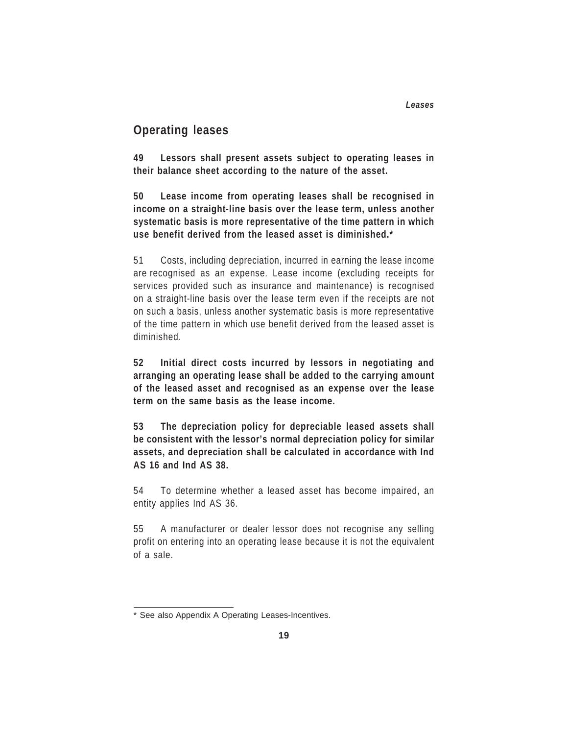## Operating leases

**49 Lessors shall present assets subject to operating leases in their balance sheet according to the nature of the asset.**

**50 Lease income from operating leases shall be recognised in income on a straight-line basis over the lease term, unless another systematic basis is more representative of the time pattern in which use benefit derived from the leased asset is diminished.***

51 Costs, including depreciation, incurred in earning the lease income are recognised as an expense. Lease income (excluding receipts for services provided such as insurance and maintenance) is recognised on a straight-line basis over the lease term even if the receipts are not on such a basis, unless another systematic basis is more representative of the time pattern in which use benefit derived from the leased asset is diminished.

**52 Initial direct costs incurred by lessors in negotiating and arranging an operating lease shall be added to the carrying amount of the leased asset and recognised as an expense over the lease term on the same basis as the lease income.**

**53 The depreciation policy for depreciable leased assets shall be consistent with the lessor's normal depreciation policy for similar assets, and depreciation shall be calculated in accordance with Ind AS 16 and Ind AS 38.**

54 To determine whether a leased asset has become impaired, an entity applies Ind AS 36.

55 A manufacturer or dealer lessor does not recognise any selling profit on entering into an operating lease because it is not the equivalent of a sale.

---

* See also Appendix A Operating Leases-Incentives.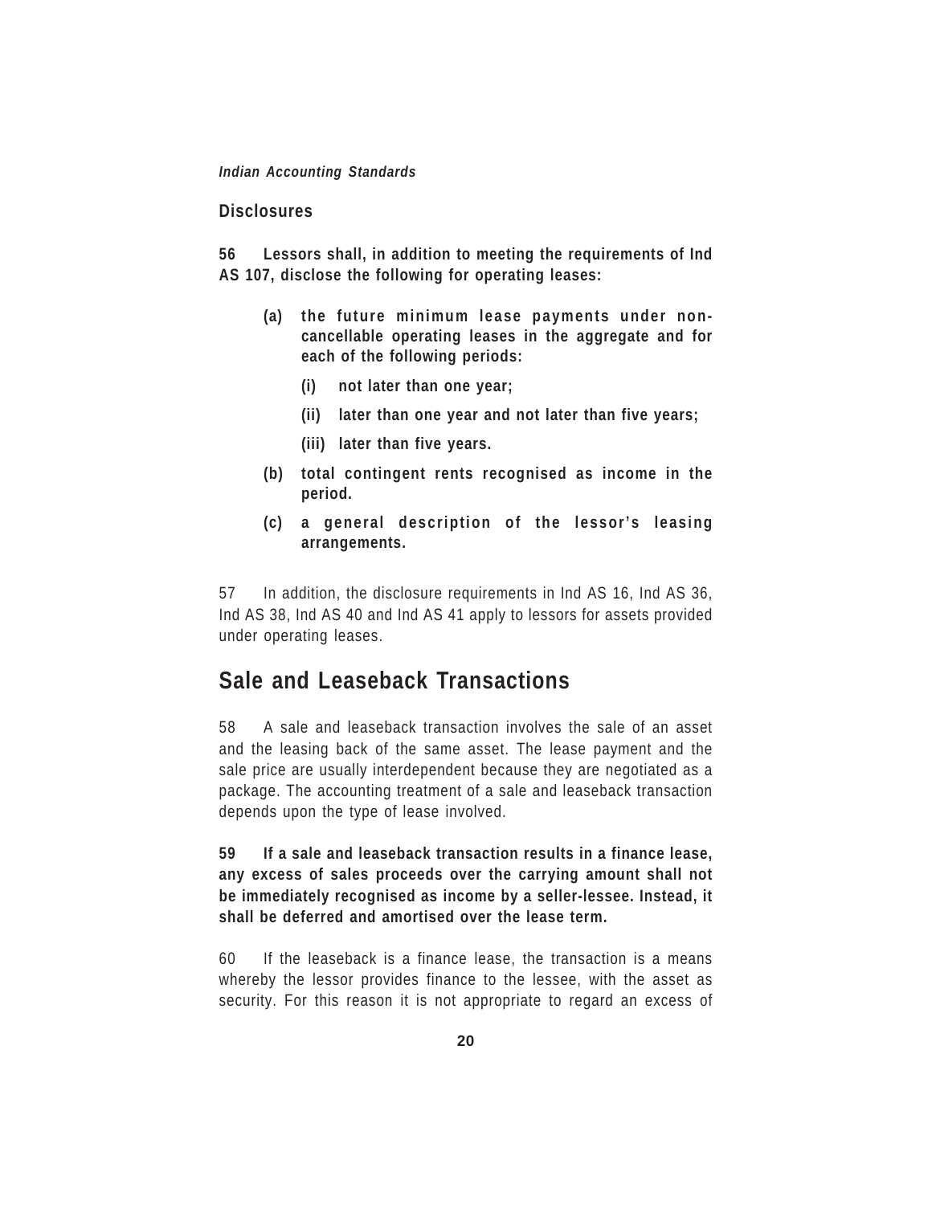### Disclosures

**56 Lessors shall, in addition to meeting the requirements of Ind AS 107, disclose the following for operating leases:**

- **(a) the future minimum lease payments under non-cancellable operating leases in the aggregate and for each of the following periods:**
  - **(i) not later than one year;**
  - **(ii) later than one year and not later than five years;**
  - **(iii) later than five years.**
- **(b) total contingent rents recognised as income in the period.**
- **(c) a general description of the lessor's leasing arrangements.**

57 In addition, the disclosure requirements in Ind AS 16, Ind AS 36, Ind AS 38, Ind AS 40 and Ind AS 41 apply to lessors for assets provided under operating leases.

## Sale and Leaseback Transactions

58 A sale and leaseback transaction involves the sale of an asset and the leasing back of the same asset. The lease payment and the sale price are usually interdependent because they are negotiated as a package. The accounting treatment of a sale and leaseback transaction depends upon the type of lease involved.

**59 If a sale and leaseback transaction results in a finance lease, any excess of sales proceeds over the carrying amount shall not be immediately recognised as income by a seller-lessee. Instead, it shall be deferred and amortised over the lease term.**

60 If the leaseback is a finance lease, the transaction is a means whereby the lessor provides finance to the lessee, with the asset as security. For this reason it is not appropriate to regard an excess of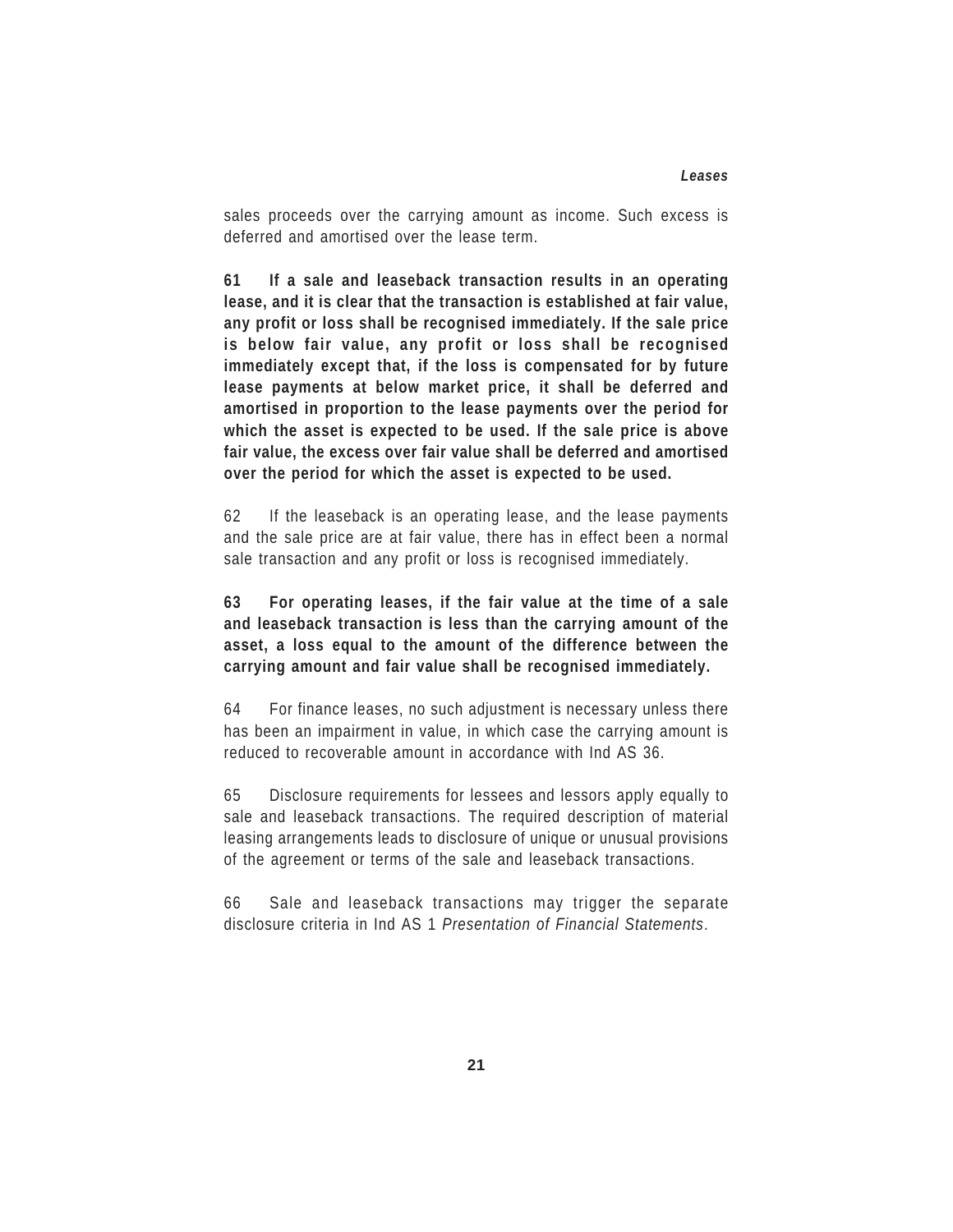sales proceeds over the carrying amount as income. Such excess is deferred and amortised over the lease term.

**61 If a sale and leaseback transaction results in an operating lease, and it is clear that the transaction is established at fair value, any profit or loss shall be recognised immediately. If the sale price is below fair value, any profit or loss shall be recognised immediately except that, if the loss is compensated for by future lease payments at below market price, it shall be deferred and amortised in proportion to the lease payments over the period for which the asset is expected to be used. If the sale price is above fair value, the excess over fair value shall be deferred and amortised over the period for which the asset is expected to be used.**

62 If the leaseback is an operating lease, and the lease payments and the sale price are at fair value, there has in effect been a normal sale transaction and any profit or loss is recognised immediately.

**63 For operating leases, if the fair value at the time of a sale and leaseback transaction is less than the carrying amount of the asset, a loss equal to the amount of the difference between the carrying amount and fair value shall be recognised immediately.**

64 For finance leases, no such adjustment is necessary unless there has been an impairment in value, in which case the carrying amount is reduced to recoverable amount in accordance with Ind AS 36.

65 Disclosure requirements for lessees and lessors apply equally to sale and leaseback transactions. The required description of material leasing arrangements leads to disclosure of unique or unusual provisions of the agreement or terms of the sale and leaseback transactions.

66 Sale and leaseback transactions may trigger the separate disclosure criteria in Ind AS 1 *Presentation of Financial Statements*.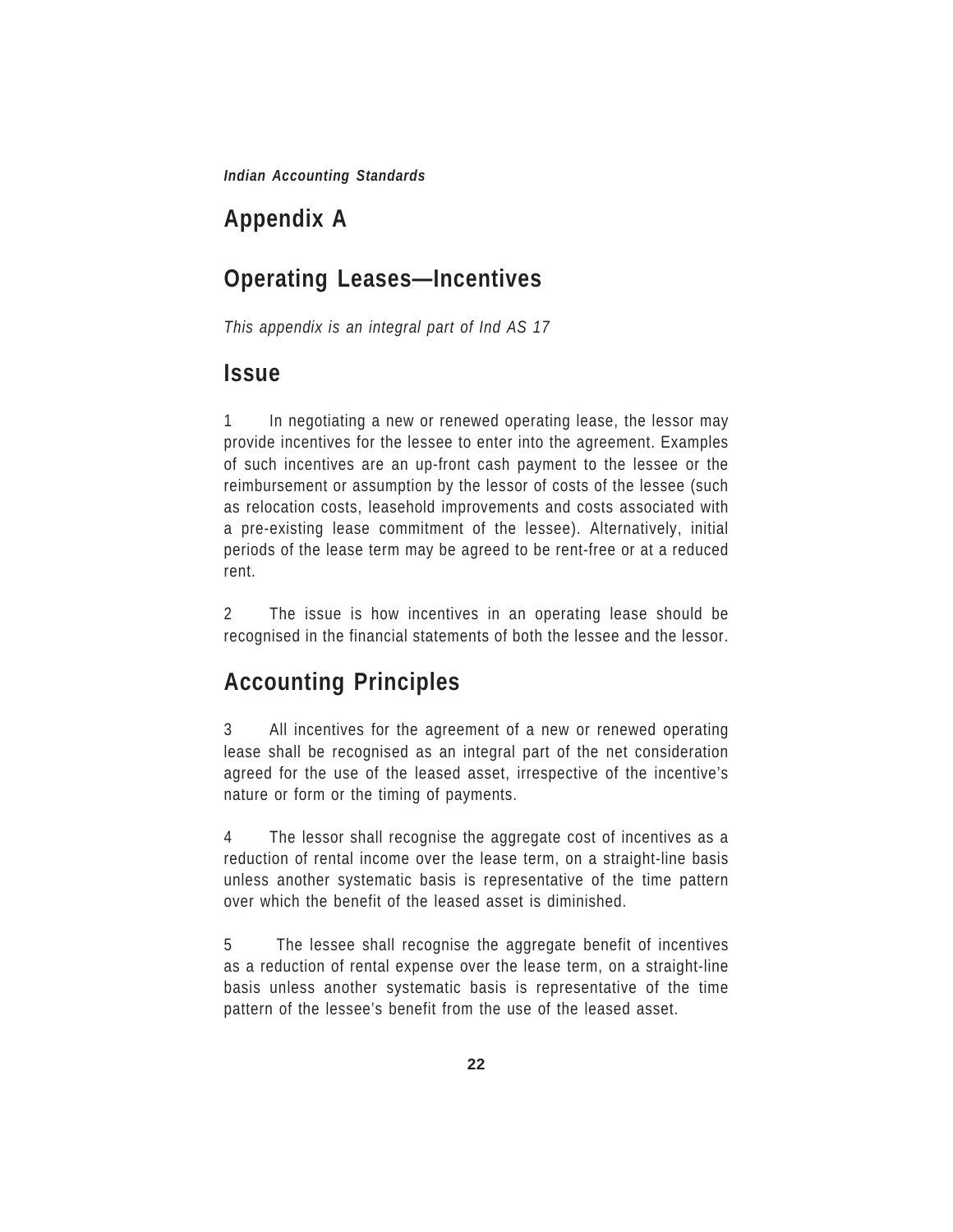## Appendix A

## Operating Leases—Incentives

*This appendix is an integral part of Ind AS 17*

## Issue

1 In negotiating a new or renewed operating lease, the lessor may provide incentives for the lessee to enter into the agreement. Examples of such incentives are an up-front cash payment to the lessee or the reimbursement or assumption by the lessor of costs of the lessee (such as relocation costs, leasehold improvements and costs associated with a pre-existing lease commitment of the lessee). Alternatively, initial periods of the lease term may be agreed to be rent-free or at a reduced rent.

2 The issue is how incentives in an operating lease should be recognised in the financial statements of both the lessee and the lessor.

## Accounting Principles

3 All incentives for the agreement of a new or renewed operating lease shall be recognised as an integral part of the net consideration agreed for the use of the leased asset, irrespective of the incentive's nature or form or the timing of payments.

4 The lessor shall recognise the aggregate cost of incentives as a reduction of rental income over the lease term, on a straight-line basis unless another systematic basis is representative of the time pattern over which the benefit of the leased asset is diminished.

5 The lessee shall recognise the aggregate benefit of incentives as a reduction of rental expense over the lease term, on a straight-line basis unless another systematic basis is representative of the time pattern of the lessee's benefit from the use of the leased asset.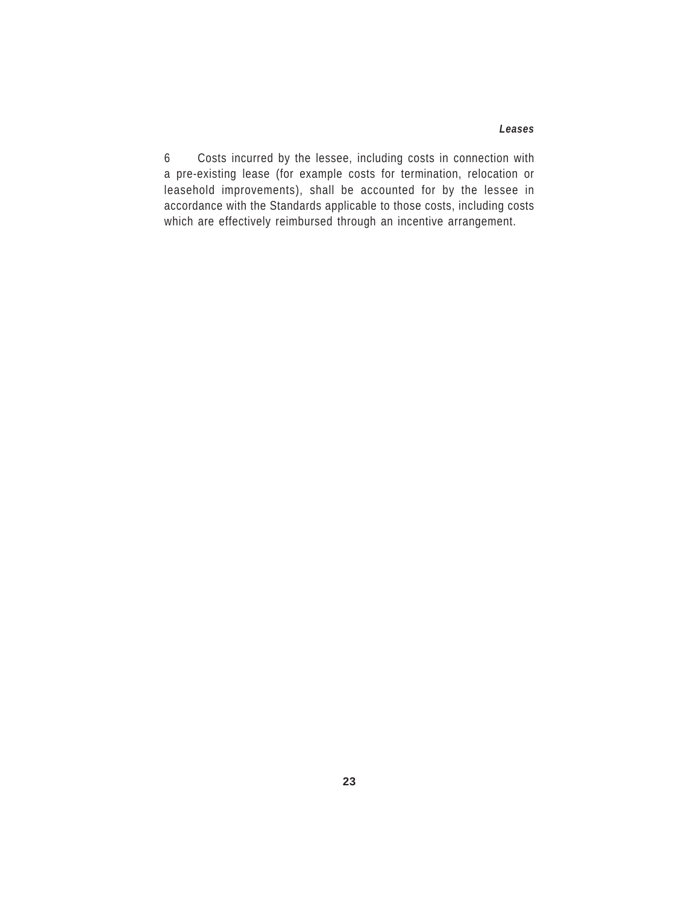6 Costs incurred by the lessee, including costs in connection with a pre-existing lease (for example costs for termination, relocation or leasehold improvements), shall be accounted for by the lessee in accordance with the Standards applicable to those costs, including costs which are effectively reimbursed through an incentive arrangement.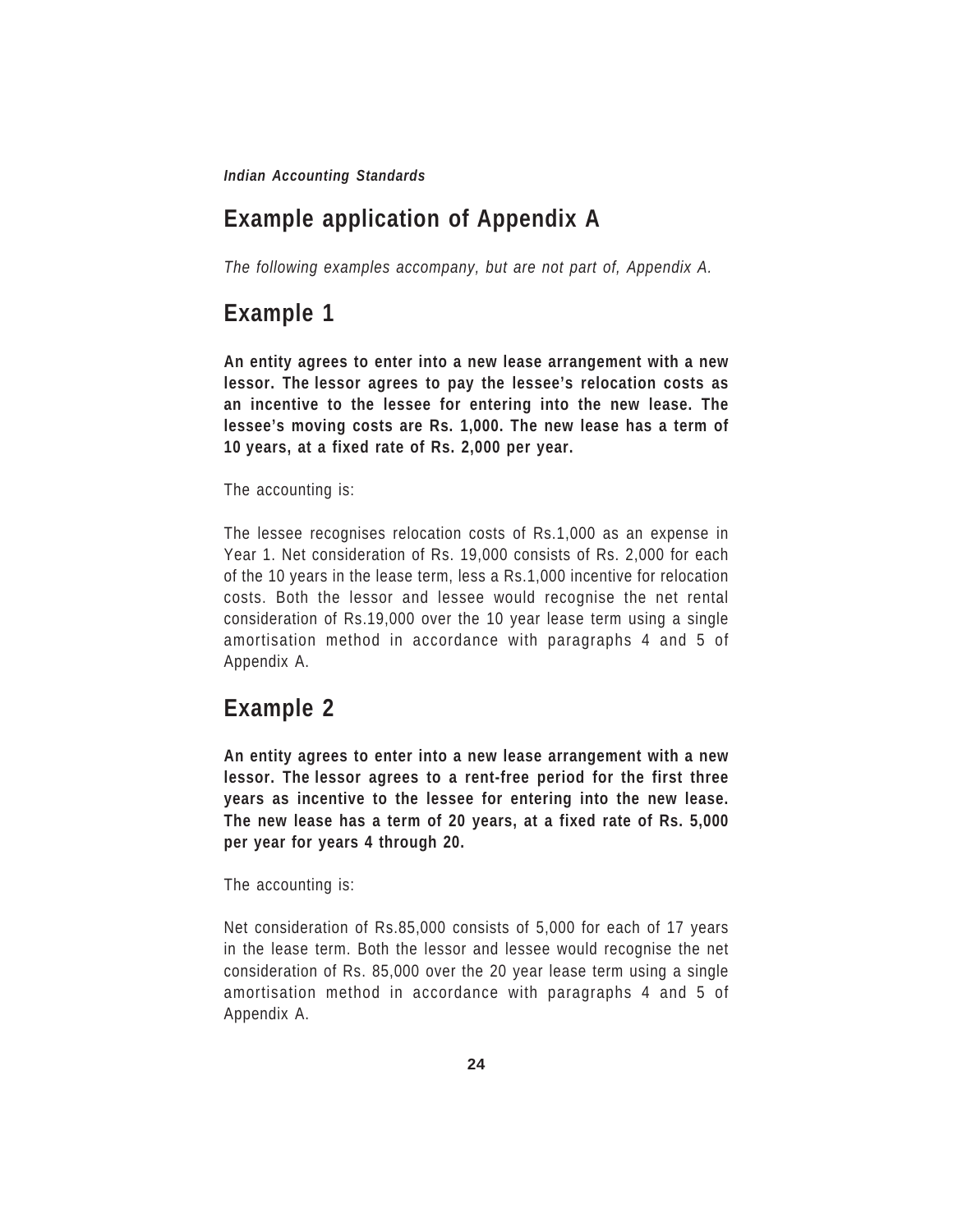## Example application of Appendix A

*The following examples accompany, but are not part of, Appendix A.*

## Example 1

**An entity agrees to enter into a new lease arrangement with a new lessor. The lessor agrees to pay the lessee's relocation costs as an incentive to the lessee for entering into the new lease. The lessee's moving costs are Rs. 1,000. The new lease has a term of 10 years, at a fixed rate of Rs. 2,000 per year.**

The accounting is:

The lessee recognises relocation costs of Rs.1,000 as an expense in Year 1. Net consideration of Rs. 19,000 consists of Rs. 2,000 for each of the 10 years in the lease term, less a Rs.1,000 incentive for relocation costs. Both the lessor and lessee would recognise the net rental consideration of Rs.19,000 over the 10 year lease term using a single amortisation method in accordance with paragraphs 4 and 5 of Appendix A.

## Example 2

**An entity agrees to enter into a new lease arrangement with a new lessor. The lessor agrees to a rent-free period for the first three years as incentive to the lessee for entering into the new lease. The new lease has a term of 20 years, at a fixed rate of Rs. 5,000 per year for years 4 through 20.**

The accounting is:

Net consideration of Rs.85,000 consists of 5,000 for each of 17 years in the lease term. Both the lessor and lessee would recognise the net consideration of Rs. 85,000 over the 20 year lease term using a single amortisation method in accordance with paragraphs 4 and 5 of Appendix A.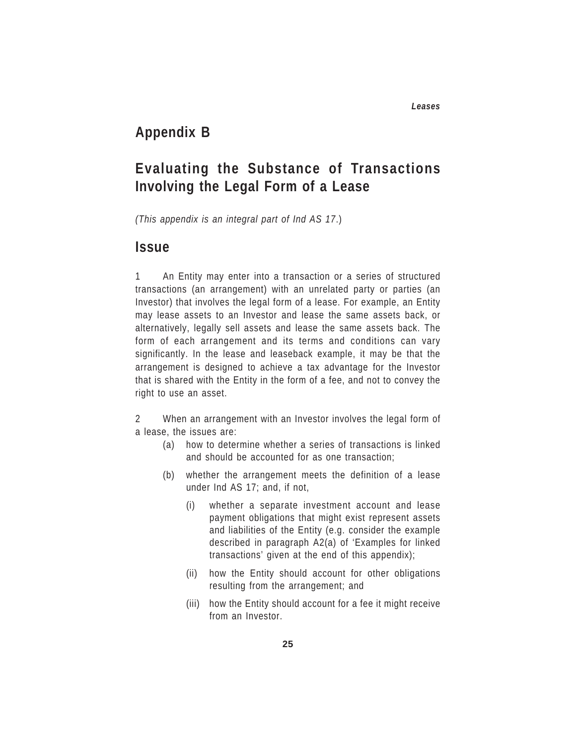## Appendix B

## Evaluating the Substance of Transactions Involving the Legal Form of a Lease

*(This appendix is an integral part of Ind AS 17.)*

## Issue

1 An Entity may enter into a transaction or a series of structured transactions (an arrangement) with an unrelated party or parties (an Investor) that involves the legal form of a lease. For example, an Entity may lease assets to an Investor and lease the same assets back, or alternatively, legally sell assets and lease the same assets back. The form of each arrangement and its terms and conditions can vary significantly. In the lease and leaseback example, it may be that the arrangement is designed to achieve a tax advantage for the Investor that is shared with the Entity in the form of a fee, and not to convey the right to use an asset.

2 When an arrangement with an Investor involves the legal form of a lease, the issues are:

- (a) how to determine whether a series of transactions is linked and should be accounted for as one transaction;
- (b) whether the arrangement meets the definition of a lease under Ind AS 17; and, if not,
  - (i) whether a separate investment account and lease payment obligations that might exist represent assets and liabilities of the Entity (e.g. consider the example described in paragraph A2(a) of 'Examples for linked transactions' given at the end of this appendix);
  - (ii) how the Entity should account for other obligations resulting from the arrangement; and
  - (iii) how the Entity should account for a fee it might receive from an Investor.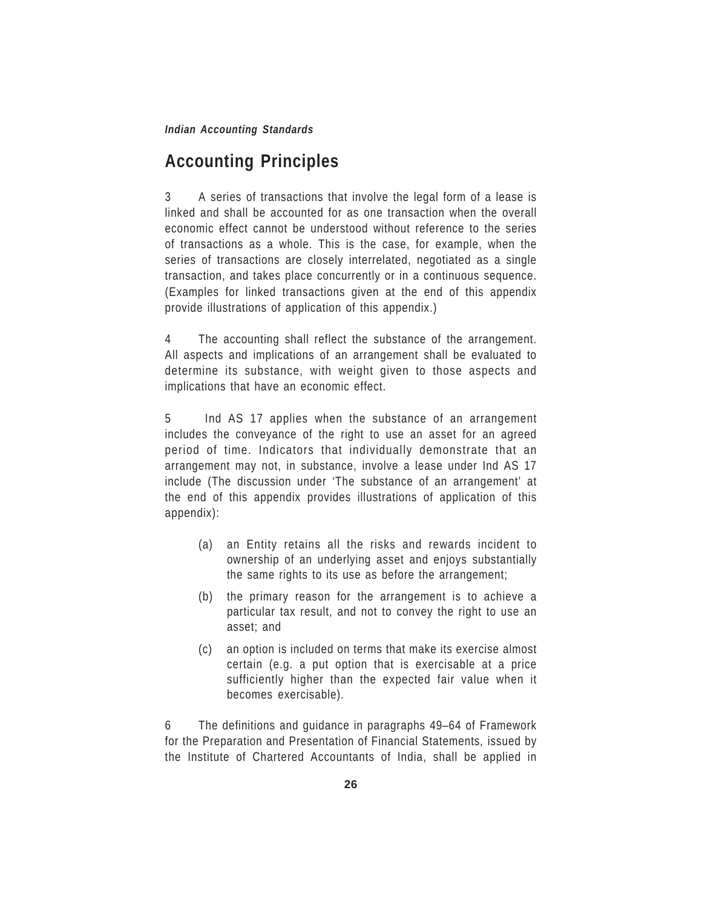## Accounting Principles

3 A series of transactions that involve the legal form of a lease is linked and shall be accounted for as one transaction when the overall economic effect cannot be understood without reference to the series of transactions as a whole. This is the case, for example, when the series of transactions are closely interrelated, negotiated as a single transaction, and takes place concurrently or in a continuous sequence. (Examples for linked transactions given at the end of this appendix provide illustrations of application of this appendix.)

4 The accounting shall reflect the substance of the arrangement. All aspects and implications of an arrangement shall be evaluated to determine its substance, with weight given to those aspects and implications that have an economic effect.

5 Ind AS 17 applies when the substance of an arrangement includes the conveyance of the right to use an asset for an agreed period of time. Indicators that individually demonstrate that an arrangement may not, in substance, involve a lease under Ind AS 17 include (The discussion under 'The substance of an arrangement' at the end of this appendix provides illustrations of application of this appendix):

(a) an Entity retains all the risks and rewards incident to ownership of an underlying asset and enjoys substantially the same rights to its use as before the arrangement;

(b) the primary reason for the arrangement is to achieve a particular tax result, and not to convey the right to use an asset; and

(c) an option is included on terms that make its exercise almost certain (e.g. a put option that is exercisable at a price sufficiently higher than the expected fair value when it becomes exercisable).

6 The definitions and guidance in paragraphs 49–64 of Framework for the Preparation and Presentation of Financial Statements, issued by the Institute of Chartered Accountants of India, shall be applied in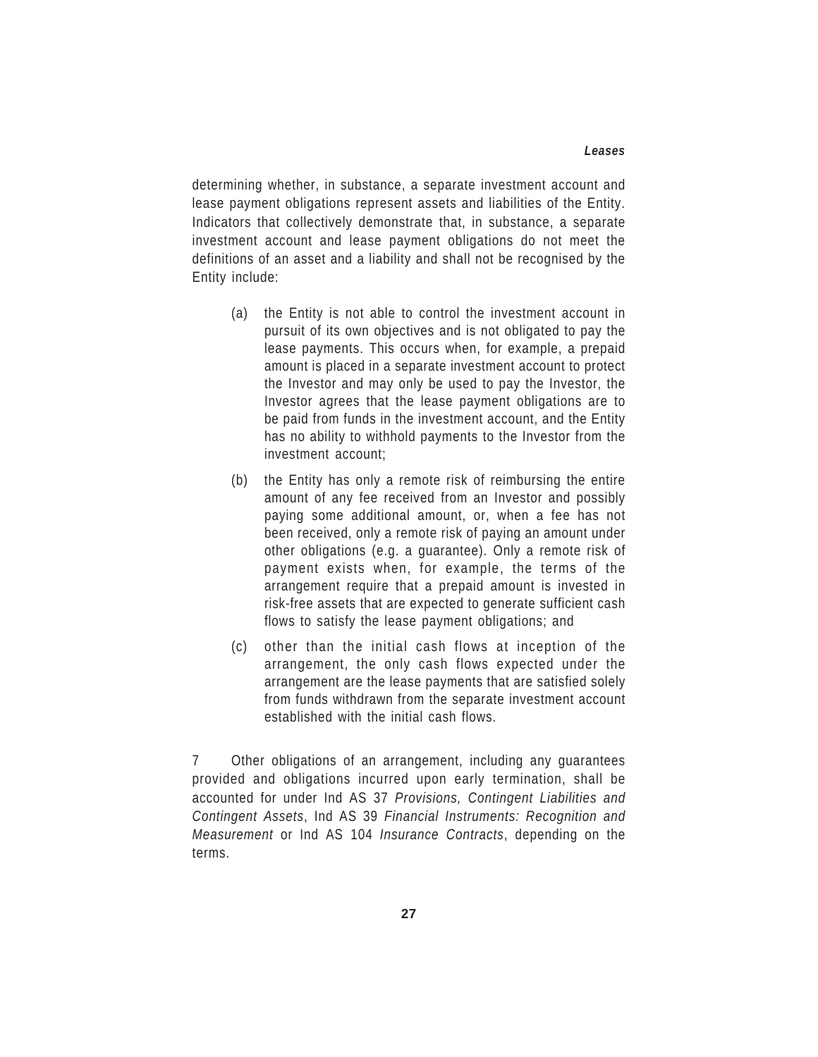determining whether, in substance, a separate investment account and lease payment obligations represent assets and liabilities of the Entity. Indicators that collectively demonstrate that, in substance, a separate investment account and lease payment obligations do not meet the definitions of an asset and a liability and shall not be recognised by the Entity include:

(a) the Entity is not able to control the investment account in pursuit of its own objectives and is not obligated to pay the lease payments. This occurs when, for example, a prepaid amount is placed in a separate investment account to protect the Investor and may only be used to pay the Investor, the Investor agrees that the lease payment obligations are to be paid from funds in the investment account, and the Entity has no ability to withhold payments to the Investor from the investment account;

(b) the Entity has only a remote risk of reimbursing the entire amount of any fee received from an Investor and possibly paying some additional amount, or, when a fee has not been received, only a remote risk of paying an amount under other obligations (e.g. a guarantee). Only a remote risk of payment exists when, for example, the terms of the arrangement require that a prepaid amount is invested in risk-free assets that are expected to generate sufficient cash flows to satisfy the lease payment obligations; and

(c) other than the initial cash flows at inception of the arrangement, the only cash flows expected under the arrangement are the lease payments that are satisfied solely from funds withdrawn from the separate investment account established with the initial cash flows.

7 Other obligations of an arrangement, including any guarantees provided and obligations incurred upon early termination, shall be accounted for under Ind AS 37 *Provisions, Contingent Liabilities and Contingent Assets*, Ind AS 39 *Financial Instruments: Recognition and Measurement* or Ind AS 104 *Insurance Contracts*, depending on the terms.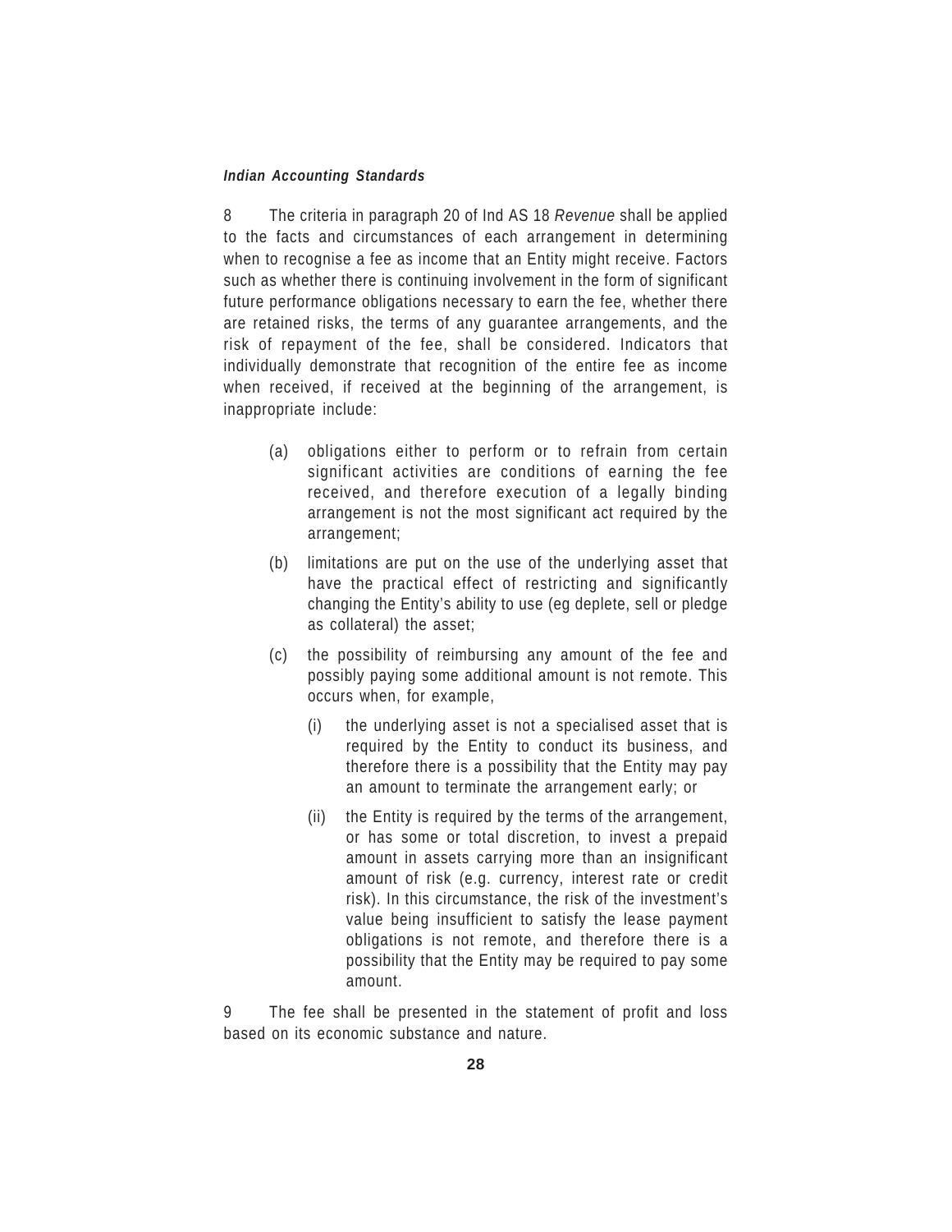8 The criteria in paragraph 20 of Ind AS 18 *Revenue* shall be applied to the facts and circumstances of each arrangement in determining when to recognise a fee as income that an Entity might receive. Factors such as whether there is continuing involvement in the form of significant future performance obligations necessary to earn the fee, whether there are retained risks, the terms of any guarantee arrangements, and the risk of repayment of the fee, shall be considered. Indicators that individually demonstrate that recognition of the entire fee as income when received, if received at the beginning of the arrangement, is inappropriate include:

(a) obligations either to perform or to refrain from certain significant activities are conditions of earning the fee received, and therefore execution of a legally binding arrangement is not the most significant act required by the arrangement;

(b) limitations are put on the use of the underlying asset that have the practical effect of restricting and significantly changing the Entity's ability to use (eg deplete, sell or pledge as collateral) the asset;

(c) the possibility of reimbursing any amount of the fee and possibly paying some additional amount is not remote. This occurs when, for example,

   (i) the underlying asset is not a specialised asset that is required by the Entity to conduct its business, and therefore there is a possibility that the Entity may pay an amount to terminate the arrangement early; or

   (ii) the Entity is required by the terms of the arrangement, or has some or total discretion, to invest a prepaid amount in assets carrying more than an insignificant amount of risk (e.g. currency, interest rate or credit risk). In this circumstance, the risk of the investment's value being insufficient to satisfy the lease payment obligations is not remote, and therefore there is a possibility that the Entity may be required to pay some amount.

9 The fee shall be presented in the statement of profit and loss based on its economic substance and nature.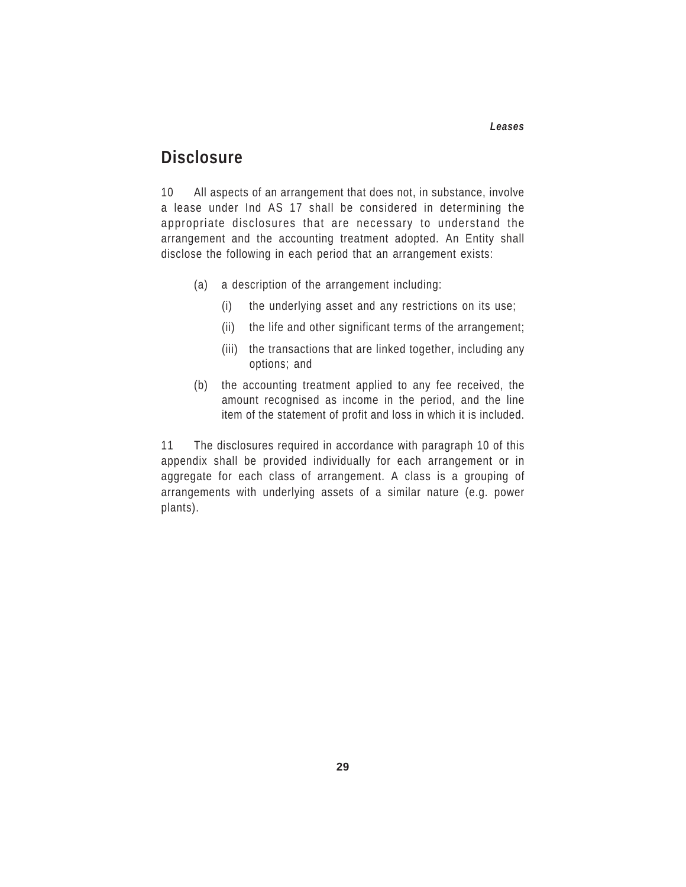## Disclosure

10 All aspects of an arrangement that does not, in substance, involve a lease under Ind AS 17 shall be considered in determining the appropriate disclosures that are necessary to understand the arrangement and the accounting treatment adopted. An Entity shall disclose the following in each period that an arrangement exists:

(a) a description of the arrangement including:

(i) the underlying asset and any restrictions on its use;

(ii) the life and other significant terms of the arrangement;

(iii) the transactions that are linked together, including any options; and

(b) the accounting treatment applied to any fee received, the amount recognised as income in the period, and the line item of the statement of profit and loss in which it is included.

11 The disclosures required in accordance with paragraph 10 of this appendix shall be provided individually for each arrangement or in aggregate for each class of arrangement. A class is a grouping of arrangements with underlying assets of a similar nature (e.g. power plants).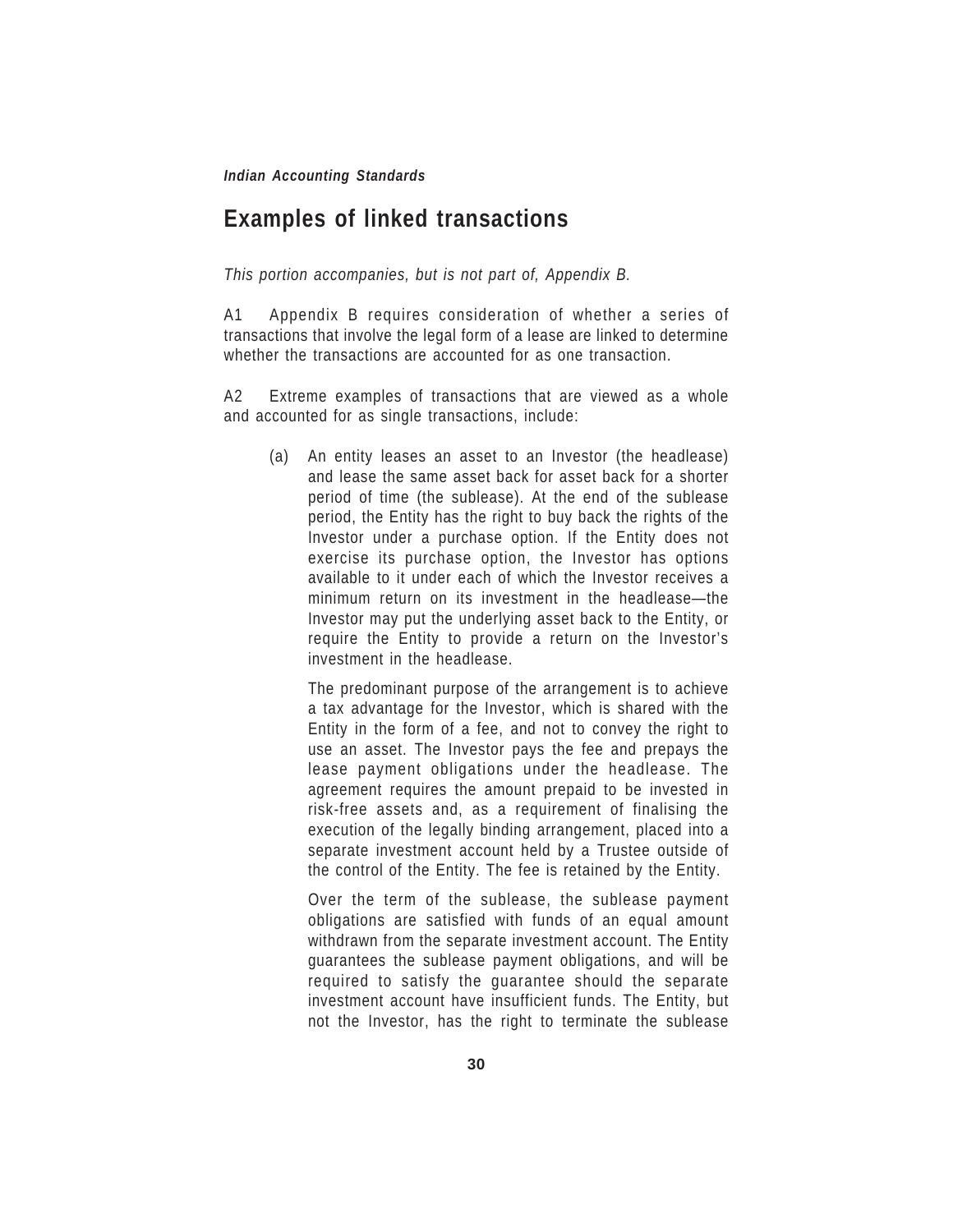## Examples of linked transactions

*This portion accompanies, but is not part of, Appendix B.*

A1 Appendix B requires consideration of whether a series of transactions that involve the legal form of a lease are linked to determine whether the transactions are accounted for as one transaction.

A2 Extreme examples of transactions that are viewed as a whole and accounted for as single transactions, include:

(a) An entity leases an asset to an Investor (the headlease) and lease the same asset back for asset back for a shorter period of time (the sublease). At the end of the sublease period, the Entity has the right to buy back the rights of the Investor under a purchase option. If the Entity does not exercise its purchase option, the Investor has options available to it under each of which the Investor receives a minimum return on its investment in the headlease—the Investor may put the underlying asset back to the Entity, or require the Entity to provide a return on the Investor's investment in the headlease.

The predominant purpose of the arrangement is to achieve a tax advantage for the Investor, which is shared with the Entity in the form of a fee, and not to convey the right to use an asset. The Investor pays the fee and prepays the lease payment obligations under the headlease. The agreement requires the amount prepaid to be invested in risk-free assets and, as a requirement of finalising the execution of the legally binding arrangement, placed into a separate investment account held by a Trustee outside of the control of the Entity. The fee is retained by the Entity.

Over the term of the sublease, the sublease payment obligations are satisfied with funds of an equal amount withdrawn from the separate investment account. The Entity guarantees the sublease payment obligations, and will be required to satisfy the guarantee should the separate investment account have insufficient funds. The Entity, but not the Investor, has the right to terminate the sublease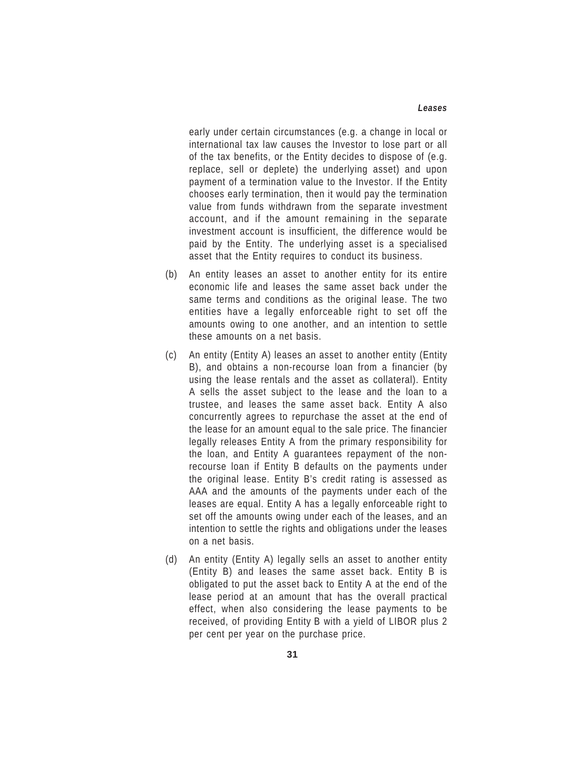early under certain circumstances (e.g. a change in local or international tax law causes the Investor to lose part or all of the tax benefits, or the Entity decides to dispose of (e.g. replace, sell or deplete) the underlying asset) and upon payment of a termination value to the Investor. If the Entity chooses early termination, then it would pay the termination value from funds withdrawn from the separate investment account, and if the amount remaining in the separate investment account is insufficient, the difference would be paid by the Entity. The underlying asset is a specialised asset that the Entity requires to conduct its business.

(b) An entity leases an asset to another entity for its entire economic life and leases the same asset back under the same terms and conditions as the original lease. The two entities have a legally enforceable right to set off the amounts owing to one another, and an intention to settle these amounts on a net basis.

(c) An entity (Entity A) leases an asset to another entity (Entity B), and obtains a non-recourse loan from a financier (by using the lease rentals and the asset as collateral). Entity A sells the asset subject to the lease and the loan to a trustee, and leases the same asset back. Entity A also concurrently agrees to repurchase the asset at the end of the lease for an amount equal to the sale price. The financier legally releases Entity A from the primary responsibility for the loan, and Entity A guarantees repayment of the non-recourse loan if Entity B defaults on the payments under the original lease. Entity B's credit rating is assessed as AAA and the amounts of the payments under each of the leases are equal. Entity A has a legally enforceable right to set off the amounts owing under each of the leases, and an intention to settle the rights and obligations under the leases on a net basis.

(d) An entity (Entity A) legally sells an asset to another entity (Entity B) and leases the same asset back. Entity B is obligated to put the asset back to Entity A at the end of the lease period at an amount that has the overall practical effect, when also considering the lease payments to be received, of providing Entity B with a yield of LIBOR plus 2 per cent per year on the purchase price.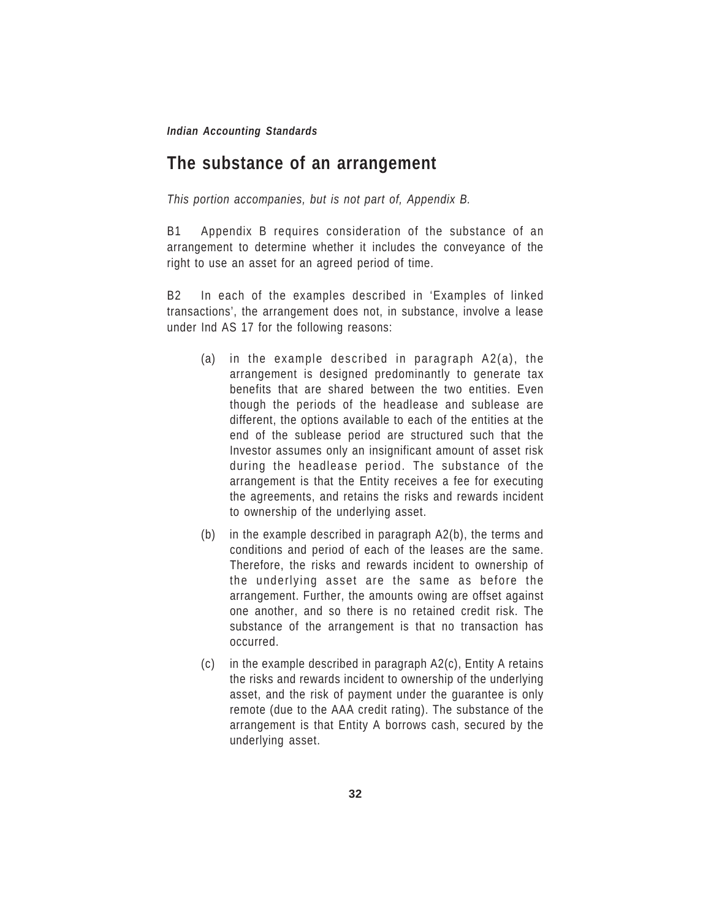## The substance of an arrangement

*This portion accompanies, but is not part of, Appendix B.*

B1 Appendix B requires consideration of the substance of an arrangement to determine whether it includes the conveyance of the right to use an asset for an agreed period of time.

B2 In each of the examples described in 'Examples of linked transactions', the arrangement does not, in substance, involve a lease under Ind AS 17 for the following reasons:

(a) in the example described in paragraph A2(a), the arrangement is designed predominantly to generate tax benefits that are shared between the two entities. Even though the periods of the headlease and sublease are different, the options available to each of the entities at the end of the sublease period are structured such that the Investor assumes only an insignificant amount of asset risk during the headlease period. The substance of the arrangement is that the Entity receives a fee for executing the agreements, and retains the risks and rewards incident to ownership of the underlying asset.

(b) in the example described in paragraph A2(b), the terms and conditions and period of each of the leases are the same. Therefore, the risks and rewards incident to ownership of the underlying asset are the same as before the arrangement. Further, the amounts owing are offset against one another, and so there is no retained credit risk. The substance of the arrangement is that no transaction has occurred.

(c) in the example described in paragraph A2(c), Entity A retains the risks and rewards incident to ownership of the underlying asset, and the risk of payment under the guarantee is only remote (due to the AAA credit rating). The substance of the arrangement is that Entity A borrows cash, secured by the underlying asset.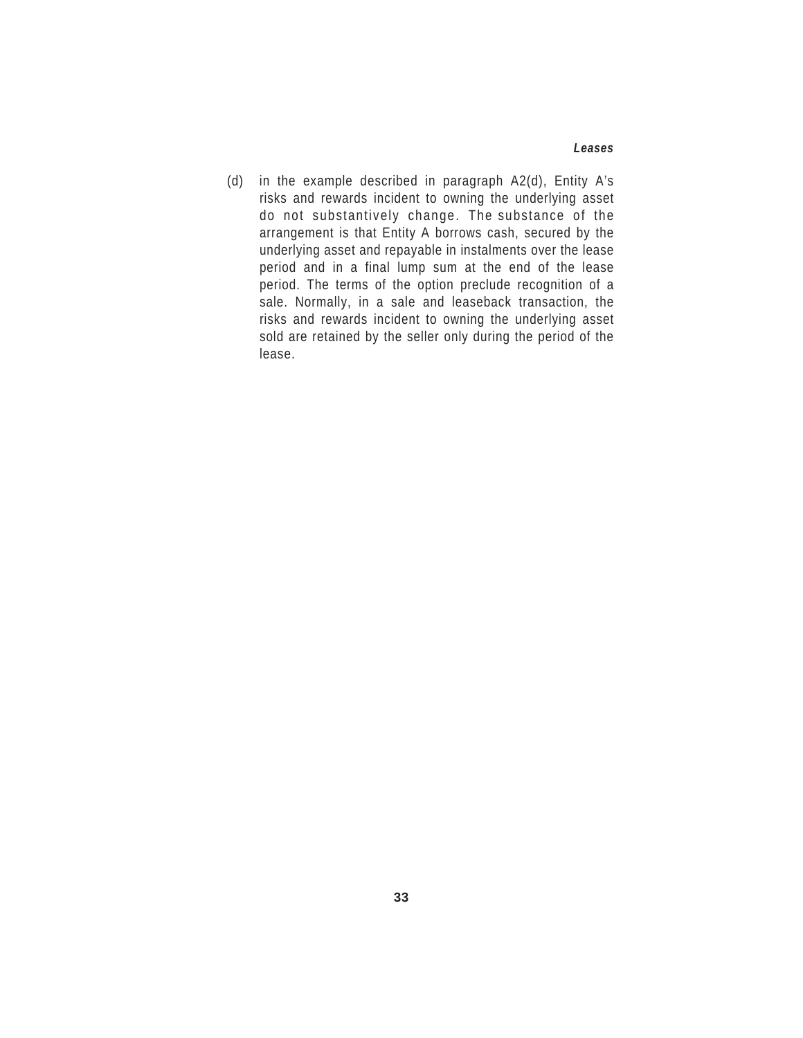(d) in the example described in paragraph A2(d), Entity A's risks and rewards incident to owning the underlying asset do not substantively change. The substance of the arrangement is that Entity A borrows cash, secured by the underlying asset and repayable in instalments over the lease period and in a final lump sum at the end of the lease period. The terms of the option preclude recognition of a sale. Normally, in a sale and leaseback transaction, the risks and rewards incident to owning the underlying asset sold are retained by the seller only during the period of the lease.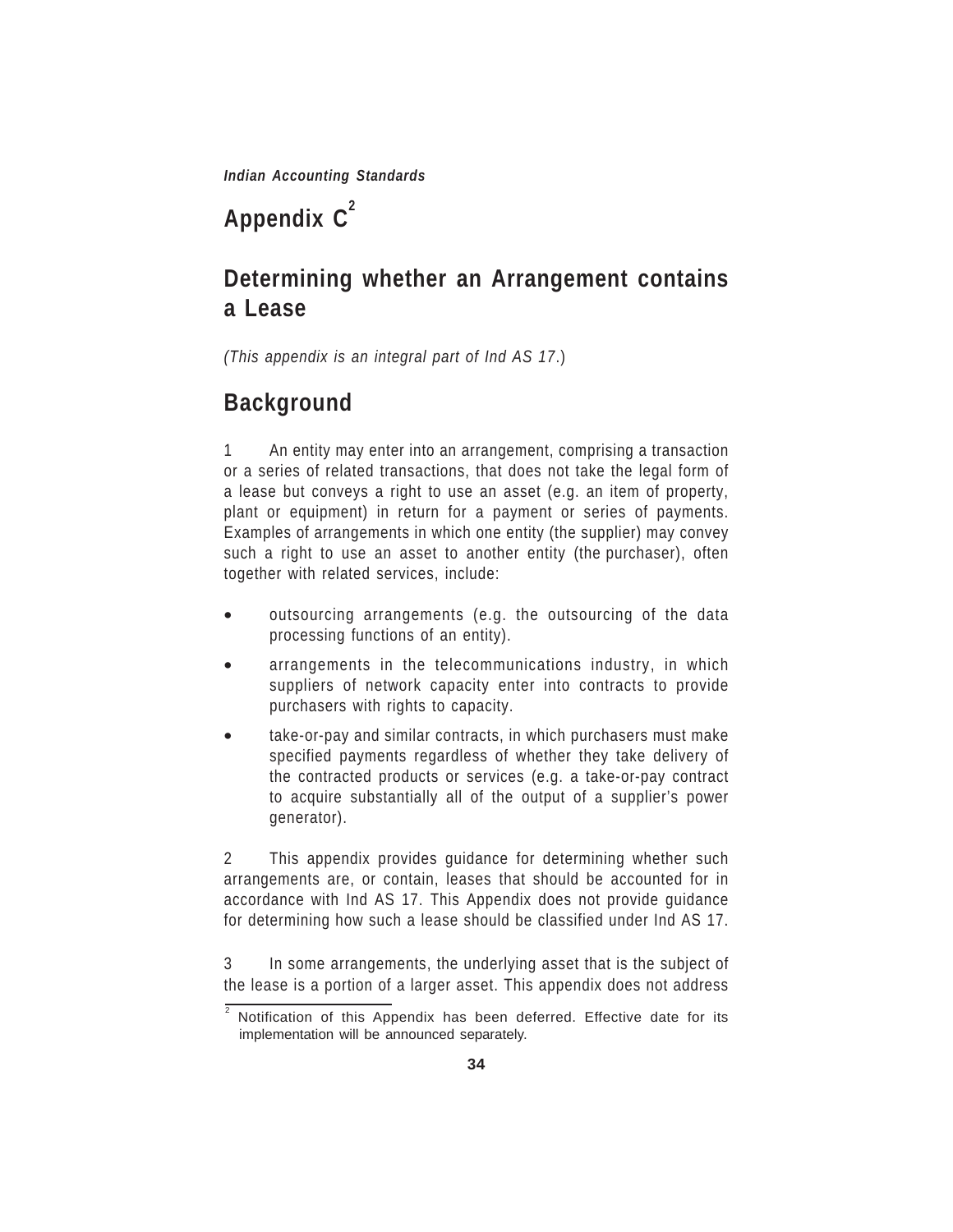# Appendix C[2]

## Determining whether an Arrangement contains a Lease

*(This appendix is an integral part of Ind AS 17.)*

## Background

1 An entity may enter into an arrangement, comprising a transaction or a series of related transactions, that does not take the legal form of a lease but conveys a right to use an asset (e.g. an item of property, plant or equipment) in return for a payment or series of payments. Examples of arrangements in which one entity (the supplier) may convey such a right to use an asset to another entity (the purchaser), often together with related services, include:

- outsourcing arrangements (e.g. the outsourcing of the data processing functions of an entity).
- arrangements in the telecommunications industry, in which suppliers of network capacity enter into contracts to provide purchasers with rights to capacity.
- take-or-pay and similar contracts, in which purchasers must make specified payments regardless of whether they take delivery of the contracted products or services (e.g. a take-or-pay contract to acquire substantially all of the output of a supplier's power generator).

2 This appendix provides guidance for determining whether such arrangements are, or contain, leases that should be accounted for in accordance with Ind AS 17. This Appendix does not provide guidance for determining how such a lease should be classified under Ind AS 17.

3 In some arrangements, the underlying asset that is the subject of the lease is a portion of a larger asset. This appendix does not address

[2] Notification of this Appendix has been deferred. Effective date for its implementation will be announced separately.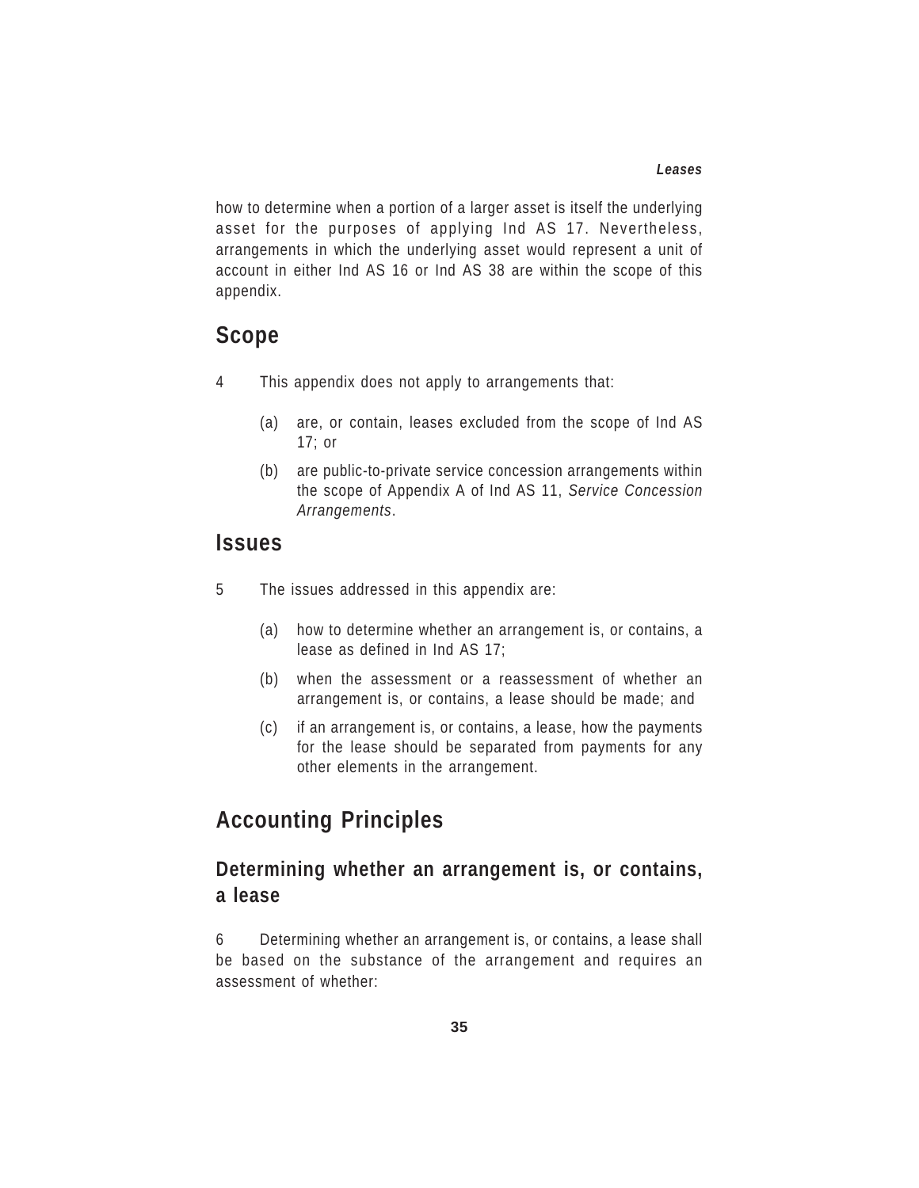how to determine when a portion of a larger asset is itself the underlying asset for the purposes of applying Ind AS 17. Nevertheless, arrangements in which the underlying asset would represent a unit of account in either Ind AS 16 or Ind AS 38 are within the scope of this appendix.

## Scope

4 This appendix does not apply to arrangements that:

(a) are, or contain, leases excluded from the scope of Ind AS 17; or

(b) are public-to-private service concession arrangements within the scope of Appendix A of Ind AS 11, *Service Concession Arrangements*.

## Issues

5 The issues addressed in this appendix are:

(a) how to determine whether an arrangement is, or contains, a lease as defined in Ind AS 17;

(b) when the assessment or a reassessment of whether an arrangement is, or contains, a lease should be made; and

(c) if an arrangement is, or contains, a lease, how the payments for the lease should be separated from payments for any other elements in the arrangement.

## Accounting Principles

### Determining whether an arrangement is, or contains, a lease

6 Determining whether an arrangement is, or contains, a lease shall be based on the substance of the arrangement and requires an assessment of whether: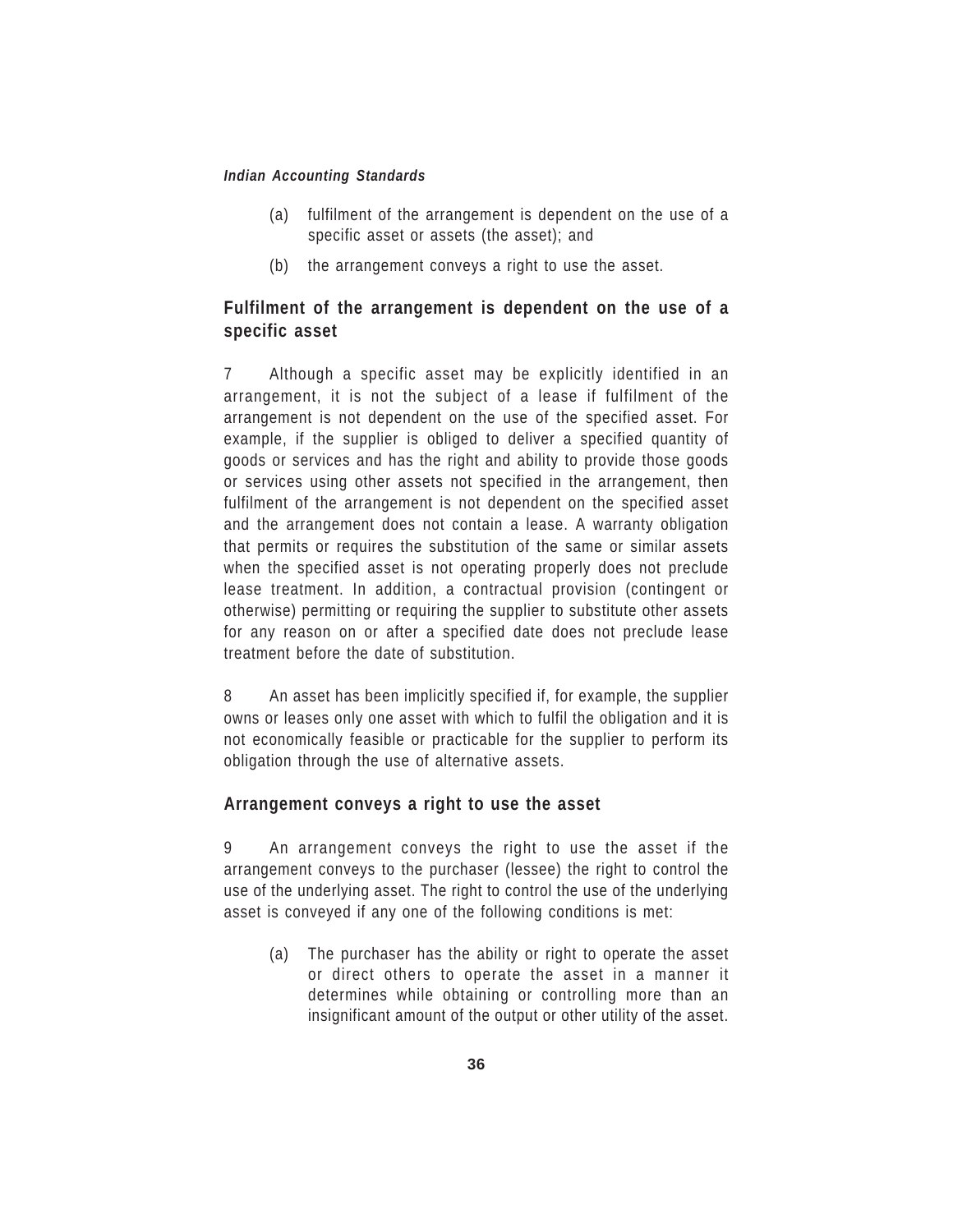(a) fulfilment of the arrangement is dependent on the use of a specific asset or assets (the asset); and

(b) the arrangement conveys a right to use the asset.

### Fulfilment of the arrangement is dependent on the use of a specific asset

7 Although a specific asset may be explicitly identified in an arrangement, it is not the subject of a lease if fulfilment of the arrangement is not dependent on the use of the specified asset. For example, if the supplier is obliged to deliver a specified quantity of goods or services and has the right and ability to provide those goods or services using other assets not specified in the arrangement, then fulfilment of the arrangement is not dependent on the specified asset and the arrangement does not contain a lease. A warranty obligation that permits or requires the substitution of the same or similar assets when the specified asset is not operating properly does not preclude lease treatment. In addition, a contractual provision (contingent or otherwise) permitting or requiring the supplier to substitute other assets for any reason on or after a specified date does not preclude lease treatment before the date of substitution.

8 An asset has been implicitly specified if, for example, the supplier owns or leases only one asset with which to fulfil the obligation and it is not economically feasible or practicable for the supplier to perform its obligation through the use of alternative assets.

### Arrangement conveys a right to use the asset

9 An arrangement conveys the right to use the asset if the arrangement conveys to the purchaser (lessee) the right to control the use of the underlying asset. The right to control the use of the underlying asset is conveyed if any one of the following conditions is met:

(a) The purchaser has the ability or right to operate the asset or direct others to operate the asset in a manner it determines while obtaining or controlling more than an insignificant amount of the output or other utility of the asset.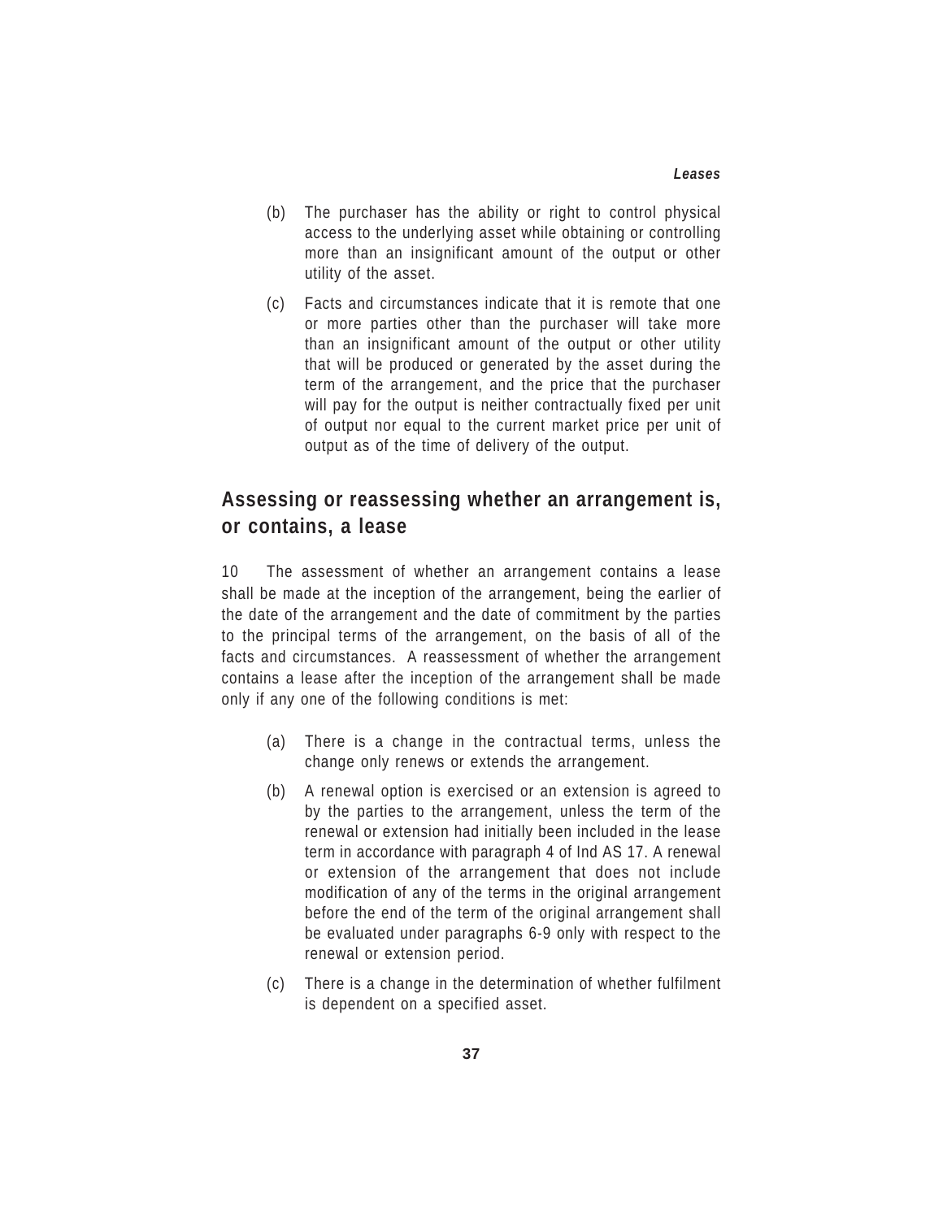(b) The purchaser has the ability or right to control physical access to the underlying asset while obtaining or controlling more than an insignificant amount of the output or other utility of the asset.

(c) Facts and circumstances indicate that it is remote that one or more parties other than the purchaser will take more than an insignificant amount of the output or other utility that will be produced or generated by the asset during the term of the arrangement, and the price that the purchaser will pay for the output is neither contractually fixed per unit of output nor equal to the current market price per unit of output as of the time of delivery of the output.

## Assessing or reassessing whether an arrangement is, or contains, a lease

10 The assessment of whether an arrangement contains a lease shall be made at the inception of the arrangement, being the earlier of the date of the arrangement and the date of commitment by the parties to the principal terms of the arrangement, on the basis of all of the facts and circumstances. A reassessment of whether the arrangement contains a lease after the inception of the arrangement shall be made only if any one of the following conditions is met:

(a) There is a change in the contractual terms, unless the change only renews or extends the arrangement.

(b) A renewal option is exercised or an extension is agreed to by the parties to the arrangement, unless the term of the renewal or extension had initially been included in the lease term in accordance with paragraph 4 of Ind AS 17. A renewal or extension of the arrangement that does not include modification of any of the terms in the original arrangement before the end of the term of the original arrangement shall be evaluated under paragraphs 6-9 only with respect to the renewal or extension period.

(c) There is a change in the determination of whether fulfilment is dependent on a specified asset.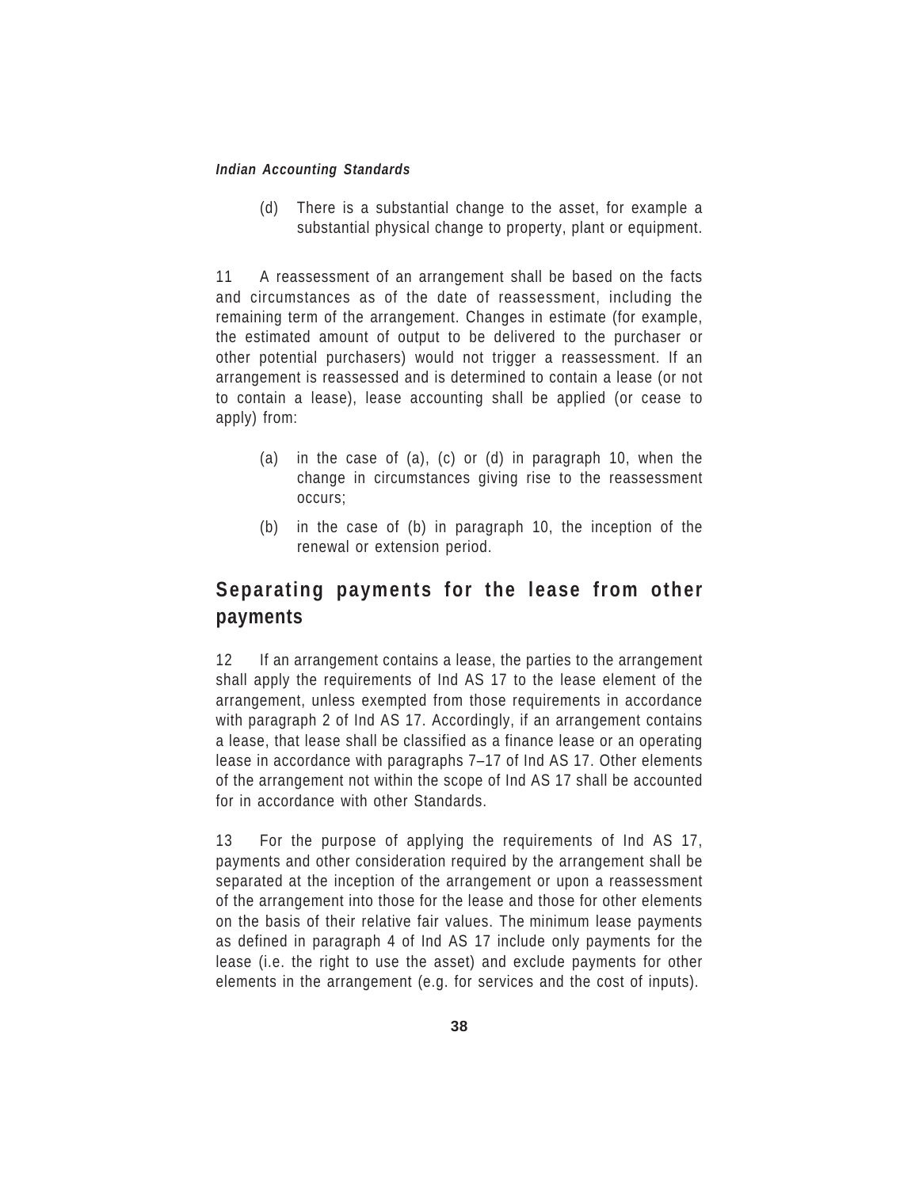(d) There is a substantial change to the asset, for example a substantial physical change to property, plant or equipment.

11 A reassessment of an arrangement shall be based on the facts and circumstances as of the date of reassessment, including the remaining term of the arrangement. Changes in estimate (for example, the estimated amount of output to be delivered to the purchaser or other potential purchasers) would not trigger a reassessment. If an arrangement is reassessed and is determined to contain a lease (or not to contain a lease), lease accounting shall be applied (or cease to apply) from:

(a) in the case of (a), (c) or (d) in paragraph 10, when the change in circumstances giving rise to the reassessment occurs;

(b) in the case of (b) in paragraph 10, the inception of the renewal or extension period.

## Separating payments for the lease from other payments

12 If an arrangement contains a lease, the parties to the arrangement shall apply the requirements of Ind AS 17 to the lease element of the arrangement, unless exempted from those requirements in accordance with paragraph 2 of Ind AS 17. Accordingly, if an arrangement contains a lease, that lease shall be classified as a finance lease or an operating lease in accordance with paragraphs 7–17 of Ind AS 17. Other elements of the arrangement not within the scope of Ind AS 17 shall be accounted for in accordance with other Standards.

13 For the purpose of applying the requirements of Ind AS 17, payments and other consideration required by the arrangement shall be separated at the inception of the arrangement or upon a reassessment of the arrangement into those for the lease and those for other elements on the basis of their relative fair values. The minimum lease payments as defined in paragraph 4 of Ind AS 17 include only payments for the lease (i.e. the right to use the asset) and exclude payments for other elements in the arrangement (e.g. for services and the cost of inputs).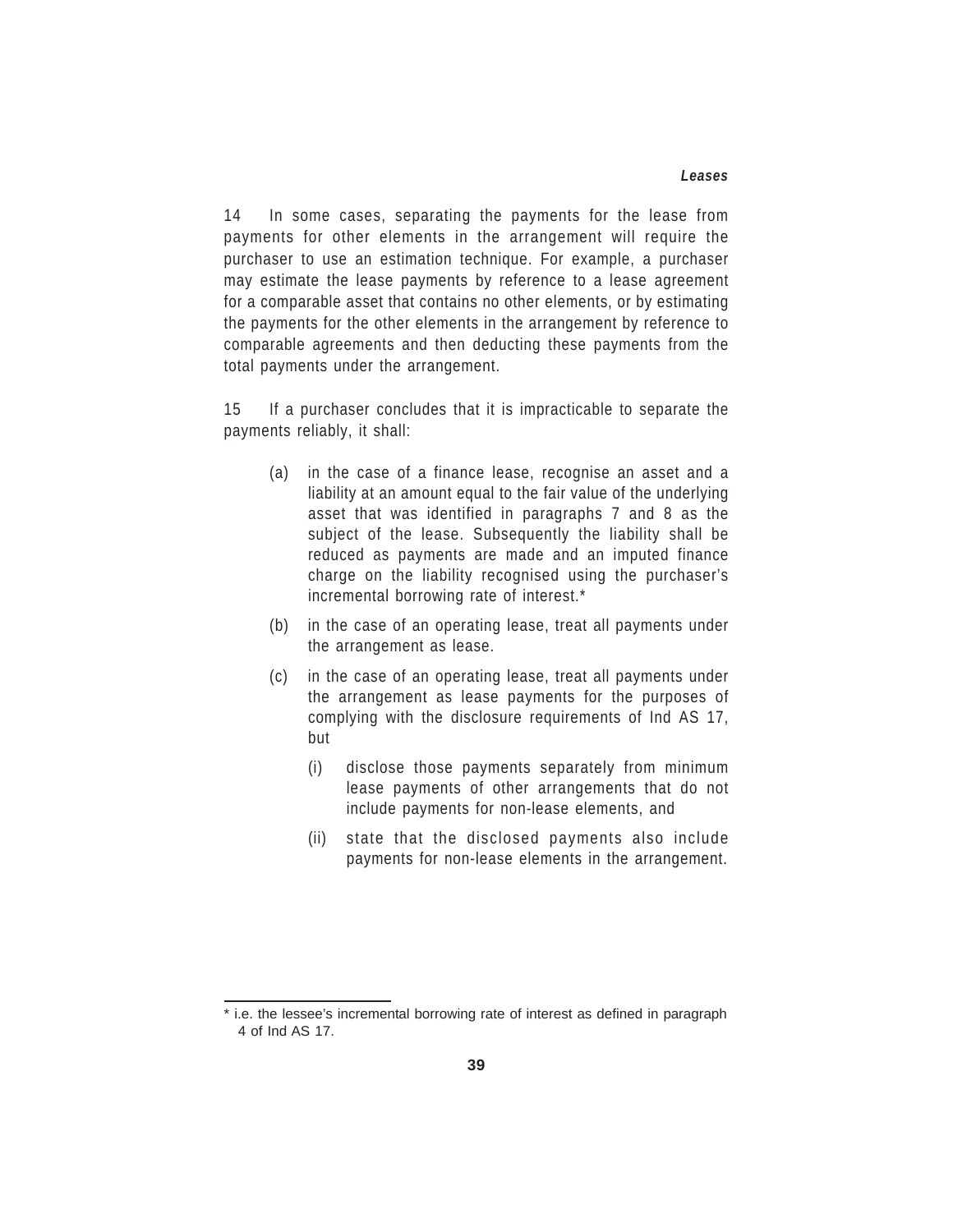14 In some cases, separating the payments for the lease from payments for other elements in the arrangement will require the purchaser to use an estimation technique. For example, a purchaser may estimate the lease payments by reference to a lease agreement for a comparable asset that contains no other elements, or by estimating the payments for the other elements in the arrangement by reference to comparable agreements and then deducting these payments from the total payments under the arrangement.

15 If a purchaser concludes that it is impracticable to separate the payments reliably, it shall:

(a) in the case of a finance lease, recognise an asset and a liability at an amount equal to the fair value of the underlying asset that was identified in paragraphs 7 and 8 as the subject of the lease. Subsequently the liability shall be reduced as payments are made and an imputed finance charge on the liability recognised using the purchaser's incremental borrowing rate of interest.*

(b) in the case of an operating lease, treat all payments under the arrangement as lease.

(c) in the case of an operating lease, treat all payments under the arrangement as lease payments for the purposes of complying with the disclosure requirements of Ind AS 17, but

   (i) disclose those payments separately from minimum lease payments of other arrangements that do not include payments for non-lease elements, and

   (ii) state that the disclosed payments also include payments for non-lease elements in the arrangement.

---

* i.e. the lessee's incremental borrowing rate of interest as defined in paragraph 4 of Ind AS 17.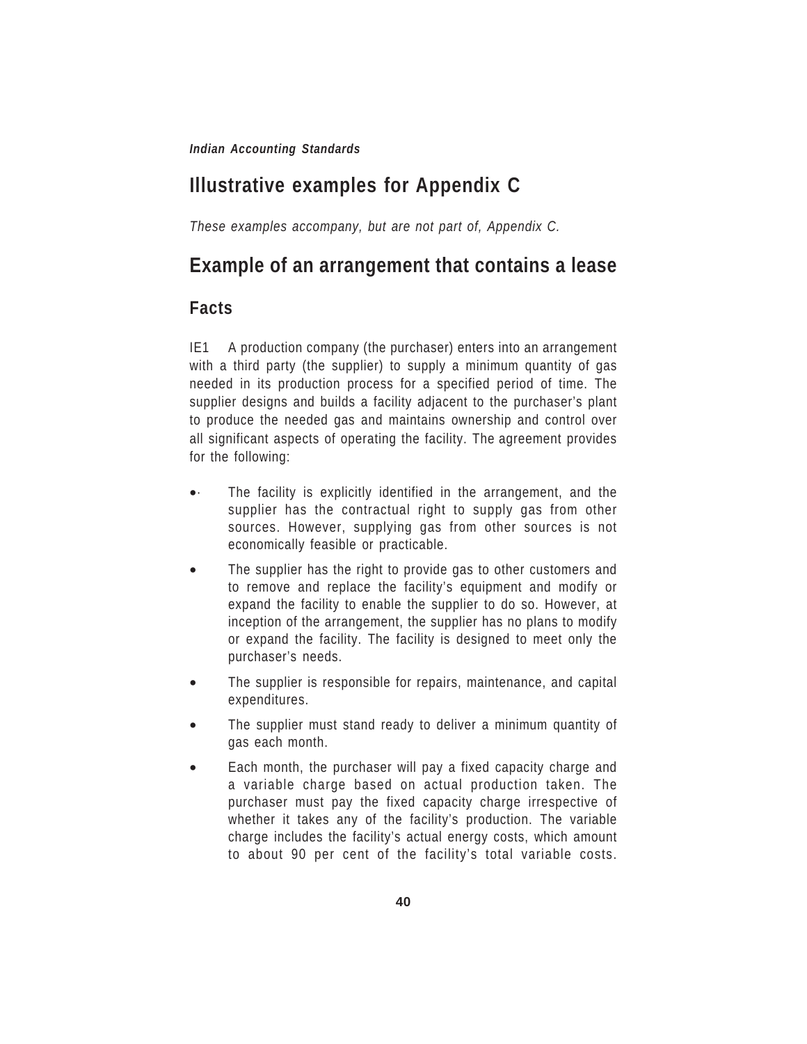## Illustrative examples for Appendix C

*These examples accompany, but are not part of, Appendix C.*

## Example of an arrangement that contains a lease

### Facts

IE1 A production company (the purchaser) enters into an arrangement with a third party (the supplier) to supply a minimum quantity of gas needed in its production process for a specified period of time. The supplier designs and builds a facility adjacent to the purchaser's plant to produce the needed gas and maintains ownership and control over all significant aspects of operating the facility. The agreement provides for the following:

- The facility is explicitly identified in the arrangement, and the supplier has the contractual right to supply gas from other sources. However, supplying gas from other sources is not economically feasible or practicable.
- The supplier has the right to provide gas to other customers and to remove and replace the facility's equipment and modify or expand the facility to enable the supplier to do so. However, at inception of the arrangement, the supplier has no plans to modify or expand the facility. The facility is designed to meet only the purchaser's needs.
- The supplier is responsible for repairs, maintenance, and capital expenditures.
- The supplier must stand ready to deliver a minimum quantity of gas each month.
- Each month, the purchaser will pay a fixed capacity charge and a variable charge based on actual production taken. The purchaser must pay the fixed capacity charge irrespective of whether it takes any of the facility's production. The variable charge includes the facility's actual energy costs, which amount to about 90 per cent of the facility's total variable costs.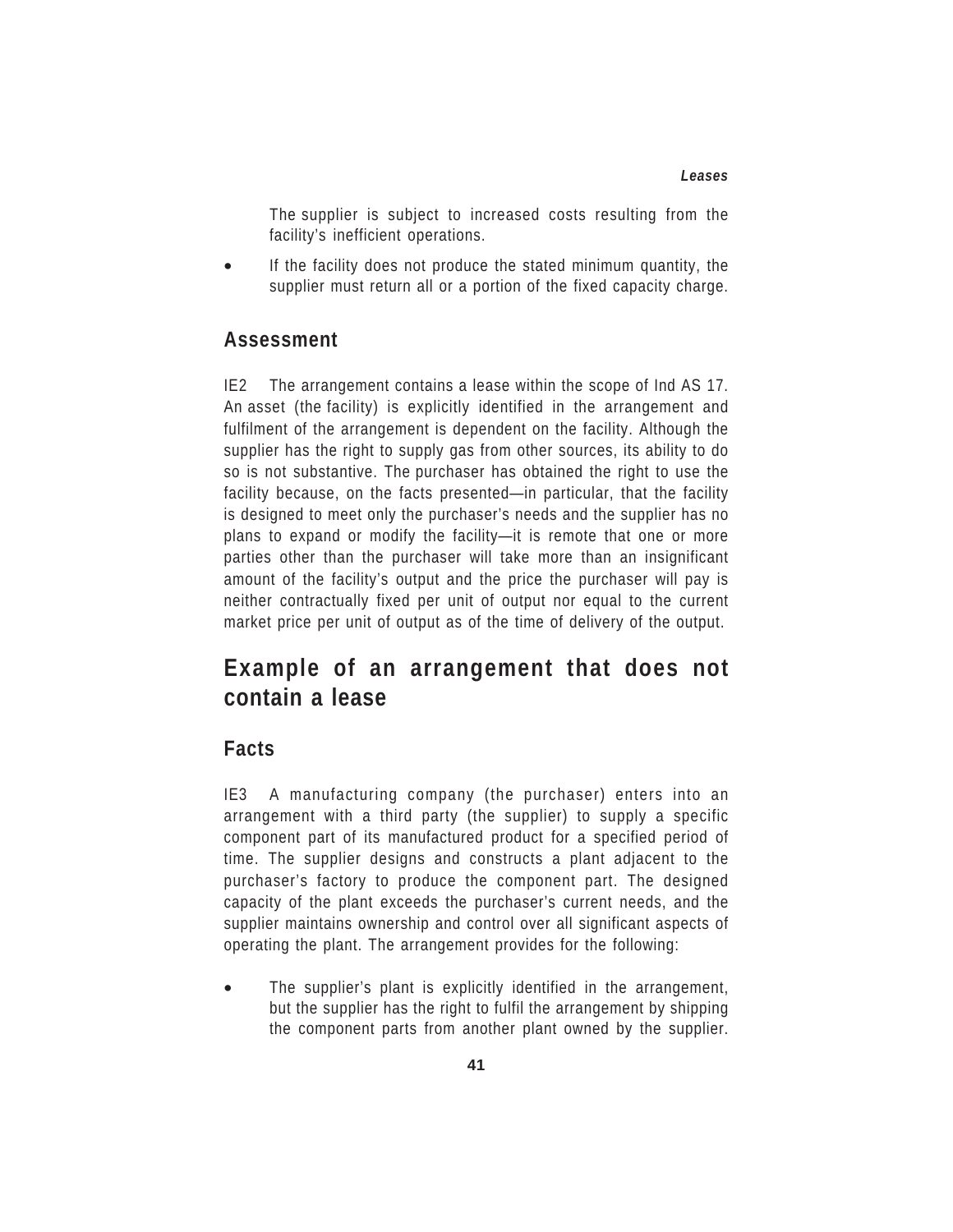The supplier is subject to increased costs resulting from the facility's inefficient operations.

- If the facility does not produce the stated minimum quantity, the supplier must return all or a portion of the fixed capacity charge.

## Assessment

IE2 The arrangement contains a lease within the scope of Ind AS 17. An asset (the facility) is explicitly identified in the arrangement and fulfilment of the arrangement is dependent on the facility. Although the supplier has the right to supply gas from other sources, its ability to do so is not substantive. The purchaser has obtained the right to use the facility because, on the facts presented—in particular, that the facility is designed to meet only the purchaser's needs and the supplier has no plans to expand or modify the facility—it is remote that one or more parties other than the purchaser will take more than an insignificant amount of the facility's output and the price the purchaser will pay is neither contractually fixed per unit of output nor equal to the current market price per unit of output as of the time of delivery of the output.

# Example of an arrangement that does not contain a lease

## Facts

IE3 A manufacturing company (the purchaser) enters into an arrangement with a third party (the supplier) to supply a specific component part of its manufactured product for a specified period of time. The supplier designs and constructs a plant adjacent to the purchaser's factory to produce the component part. The designed capacity of the plant exceeds the purchaser's current needs, and the supplier maintains ownership and control over all significant aspects of operating the plant. The arrangement provides for the following:

- The supplier's plant is explicitly identified in the arrangement, but the supplier has the right to fulfil the arrangement by shipping the component parts from another plant owned by the supplier.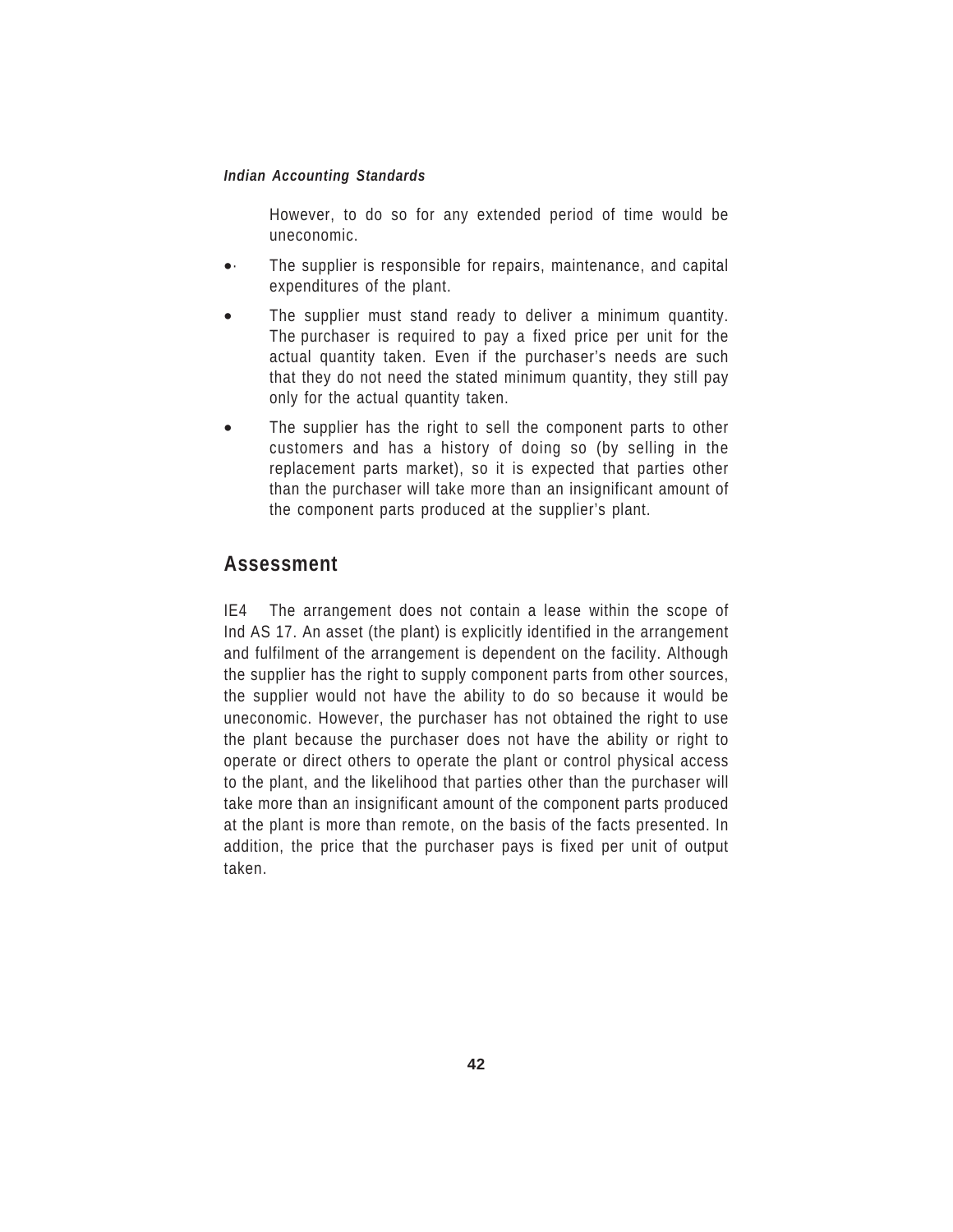However, to do so for any extended period of time would be uneconomic.

- The supplier is responsible for repairs, maintenance, and capital expenditures of the plant.
- The supplier must stand ready to deliver a minimum quantity. The purchaser is required to pay a fixed price per unit for the actual quantity taken. Even if the purchaser's needs are such that they do not need the stated minimum quantity, they still pay only for the actual quantity taken.
- The supplier has the right to sell the component parts to other customers and has a history of doing so (by selling in the replacement parts market), so it is expected that parties other than the purchaser will take more than an insignificant amount of the component parts produced at the supplier's plant.

## Assessment

IE4 The arrangement does not contain a lease within the scope of Ind AS 17. An asset (the plant) is explicitly identified in the arrangement and fulfilment of the arrangement is dependent on the facility. Although the supplier has the right to supply component parts from other sources, the supplier would not have the ability to do so because it would be uneconomic. However, the purchaser has not obtained the right to use the plant because the purchaser does not have the ability or right to operate or direct others to operate the plant or control physical access to the plant, and the likelihood that parties other than the purchaser will take more than an insignificant amount of the component parts produced at the plant is more than remote, on the basis of the facts presented. In addition, the price that the purchaser pays is fixed per unit of output taken.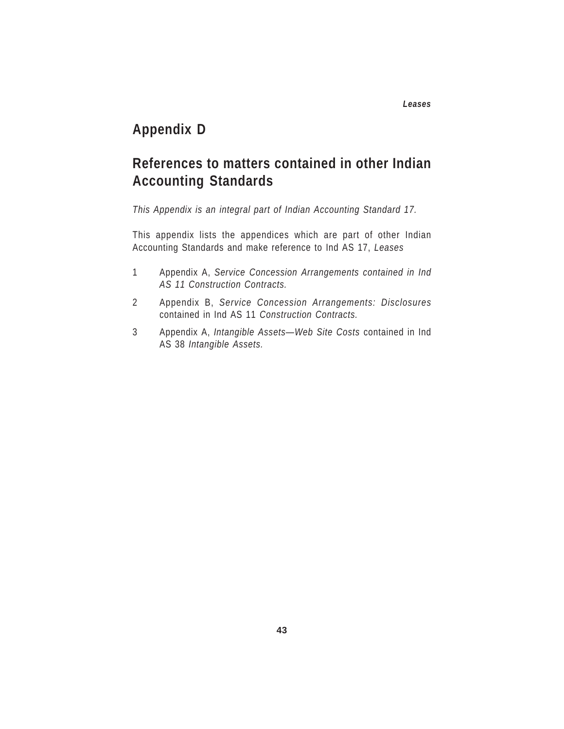## Appendix D

## References to matters contained in other Indian Accounting Standards

*This Appendix is an integral part of Indian Accounting Standard 17.*

This appendix lists the appendices which are part of other Indian Accounting Standards and make reference to Ind AS 17, *Leases*

1 Appendix A, *Service Concession Arrangements contained in Ind AS 11 Construction Contracts.*

2 Appendix B, *Service Concession Arrangements: Disclosures* contained in Ind AS 11 *Construction Contracts.*

3 Appendix A, *Intangible Assets—Web Site Costs* contained in Ind AS 38 *Intangible Assets.*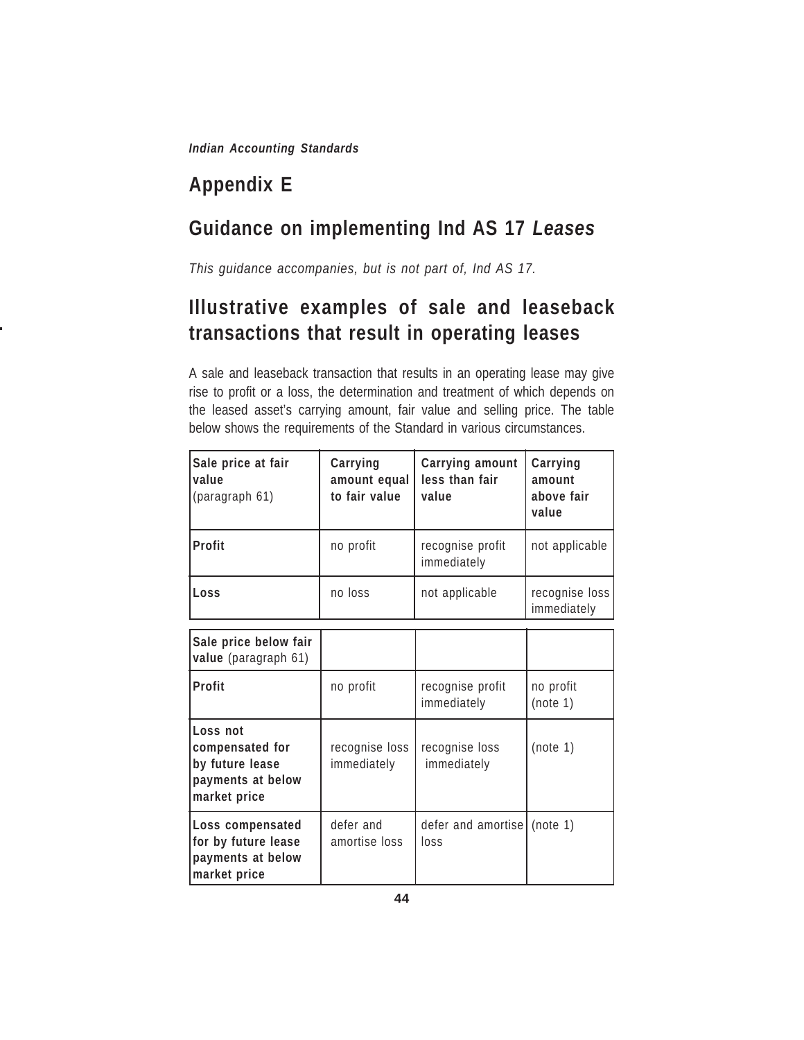## Appendix E

## Guidance on implementing Ind AS 17 *Leases*

*This guidance accompanies, but is not part of, Ind AS 17.*

## Illustrative examples of sale and leaseback transactions that result in operating leases

A sale and leaseback transaction that results in an operating lease may give rise to profit or a loss, the determination and treatment of which depends on the leased asset's carrying amount, fair value and selling price. The table below shows the requirements of the Standard in various circumstances.

| **Sale price at fair value** (paragraph 61) | **Carrying amount equal to fair value** | **Carrying amount less than fair value** | **Carrying amount above fair value** |
|---|---|---|---|
| **Profit** | no profit | recognise profit immediately | not applicable |
| **Loss** | no loss | not applicable | recognise loss immediately |
| **Sale price below fair value** (paragraph 61) | | | |
| **Profit** | no profit | recognise profit immediately | no profit (note 1) |
| **Loss not compensated for by future lease payments at below market price** | recognise loss immediately | recognise loss immediately | (note 1) |
| **Loss compensated for by future lease payments at below market price** | defer and amortise loss | defer and amortise loss | (note 1) |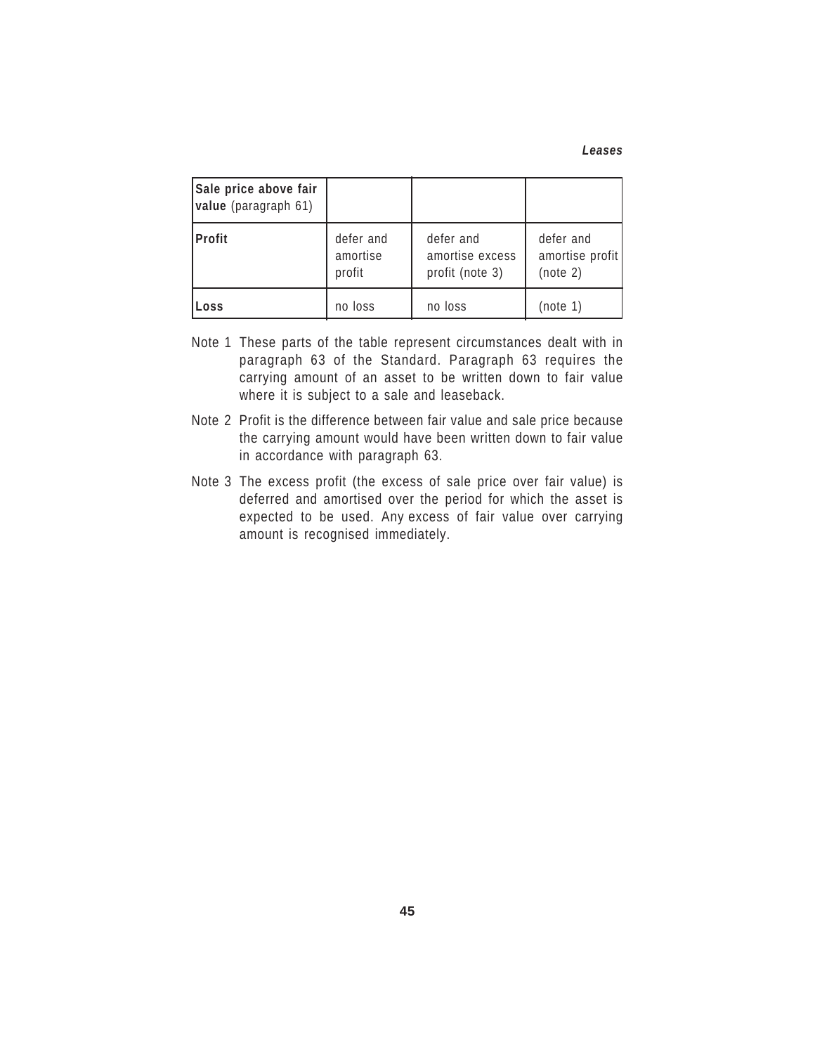| **Sale price above fair value** (paragraph 61) | | | |
|---|---|---|---|
| **Profit** | defer and amortise profit | defer and amortise excess profit (note 3) | defer and amortise profit (note 2) |
| **Loss** | no loss | no loss | (note 1) |

Note 1 These parts of the table represent circumstances dealt with in paragraph 63 of the Standard. Paragraph 63 requires the carrying amount of an asset to be written down to fair value where it is subject to a sale and leaseback.

Note 2 Profit is the difference between fair value and sale price because the carrying amount would have been written down to fair value in accordance with paragraph 63.

Note 3 The excess profit (the excess of sale price over fair value) is deferred and amortised over the period for which the asset is expected to be used. Any excess of fair value over carrying amount is recognised immediately.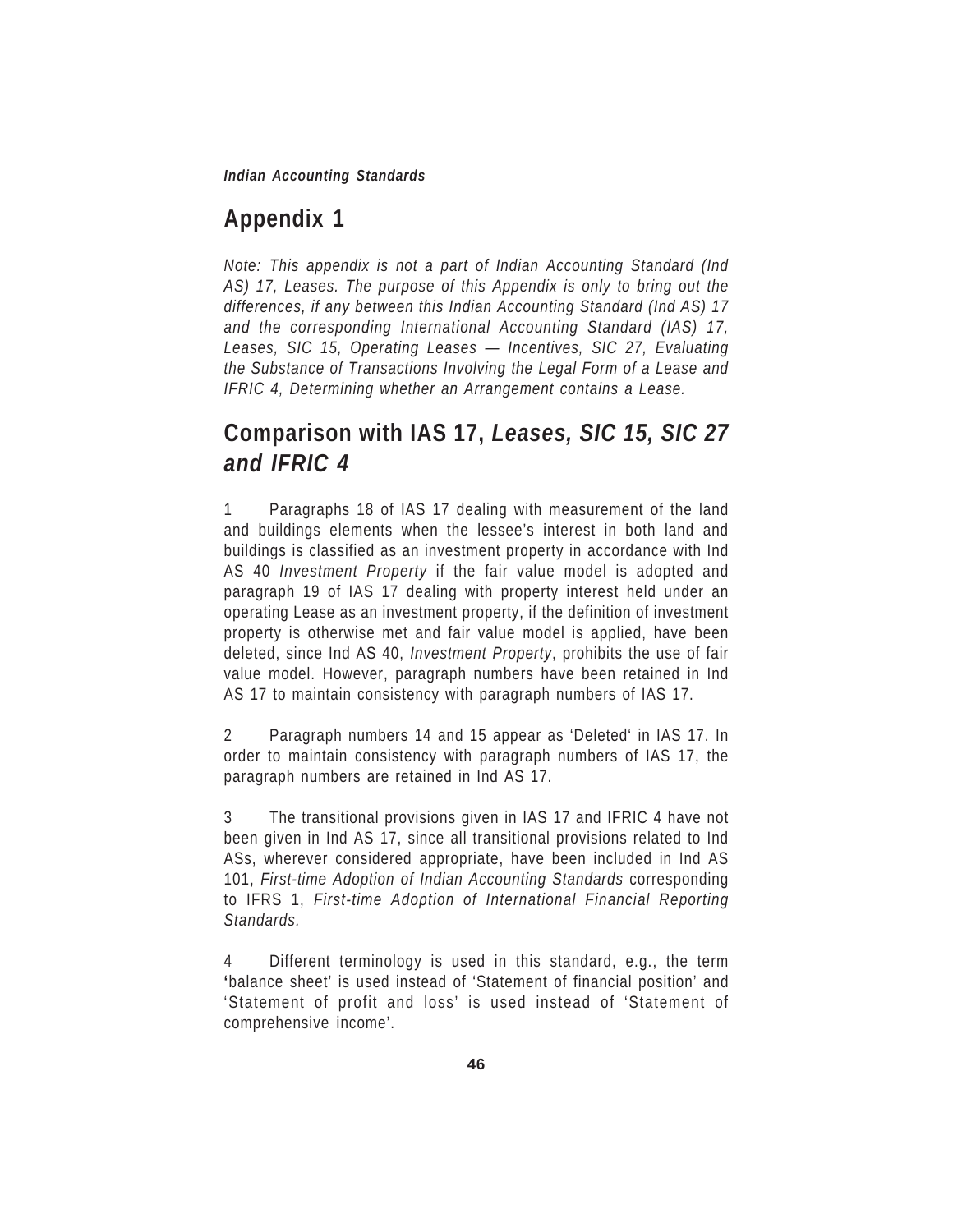# Appendix 1

*Note: This appendix is not a part of Indian Accounting Standard (Ind AS) 17, Leases. The purpose of this Appendix is only to bring out the differences, if any between this Indian Accounting Standard (Ind AS) 17 and the corresponding International Accounting Standard (IAS) 17, Leases, SIC 15, Operating Leases — Incentives, SIC 27, Evaluating the Substance of Transactions Involving the Legal Form of a Lease and IFRIC 4, Determining whether an Arrangement contains a Lease.*

## Comparison with IAS 17, *Leases, SIC 15, SIC 27 and IFRIC 4*

1 Paragraphs 18 of IAS 17 dealing with measurement of the land and buildings elements when the lessee's interest in both land and buildings is classified as an investment property in accordance with Ind AS 40 *Investment Property* if the fair value model is adopted and paragraph 19 of IAS 17 dealing with property interest held under an operating Lease as an investment property, if the definition of investment property is otherwise met and fair value model is applied, have been deleted, since Ind AS 40, *Investment Property*, prohibits the use of fair value model. However, paragraph numbers have been retained in Ind AS 17 to maintain consistency with paragraph numbers of IAS 17.

2 Paragraph numbers 14 and 15 appear as 'Deleted' in IAS 17. In order to maintain consistency with paragraph numbers of IAS 17, the paragraph numbers are retained in Ind AS 17.

3 The transitional provisions given in IAS 17 and IFRIC 4 have not been given in Ind AS 17, since all transitional provisions related to Ind ASs, wherever considered appropriate, have been included in Ind AS 101, *First-time Adoption of Indian Accounting Standards* corresponding to IFRS 1, *First-time Adoption of International Financial Reporting Standards.*

4 Different terminology is used in this standard, e.g., the term 'balance sheet' is used instead of 'Statement of financial position' and 'Statement of profit and loss' is used instead of 'Statement of comprehensive income'.